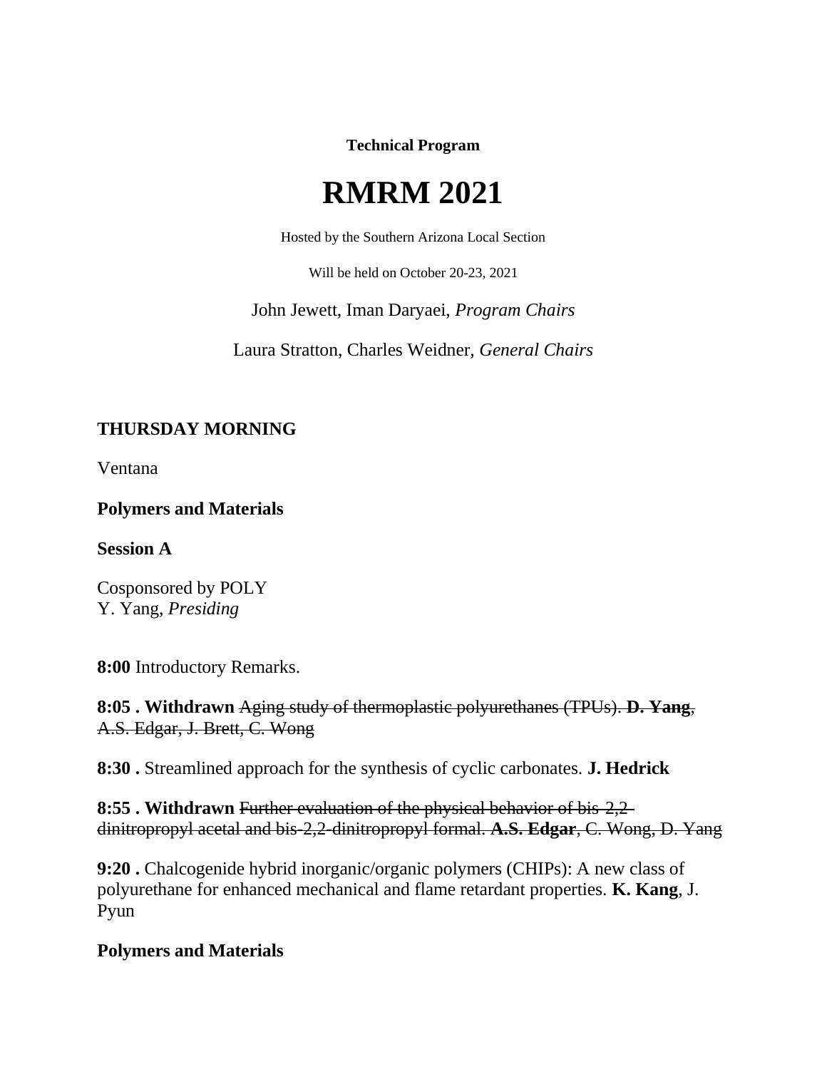**Technical Program**

# RMRM 2021

Hosted by the Southern Arizona Local Section

Will be held on October 20-23, 2021

John Jewett, Iman Daryaei, *Program Chairs*

Laura Stratton, Charles Weidner, *General Chairs*

## THURSDAY MORNING

Ventana

**Polymers and Materials**

**Session A**

Cosponsored by POLY
Y. Yang, *Presiding*

**8:00** Introductory Remarks.

**8:05 . Withdrawn** ~~Aging study of thermoplastic polyurethanes (TPUs). **D. Yang**, A.S. Edgar, J. Brett, C. Wong~~

**8:30 .** Streamlined approach for the synthesis of cyclic carbonates. **J. Hedrick**

**8:55 . Withdrawn** ~~Further evaluation of the physical behavior of bis-2,2-dinitropropyl acetal and bis-2,2-dinitropropyl formal. **A.S. Edgar**, C. Wong, D. Yang~~

**9:20 .** Chalcogenide hybrid inorganic/organic polymers (CHIPs): A new class of polyurethane for enhanced mechanical and flame retardant properties. **K. Kang**, J. Pyun

**Polymers and Materials**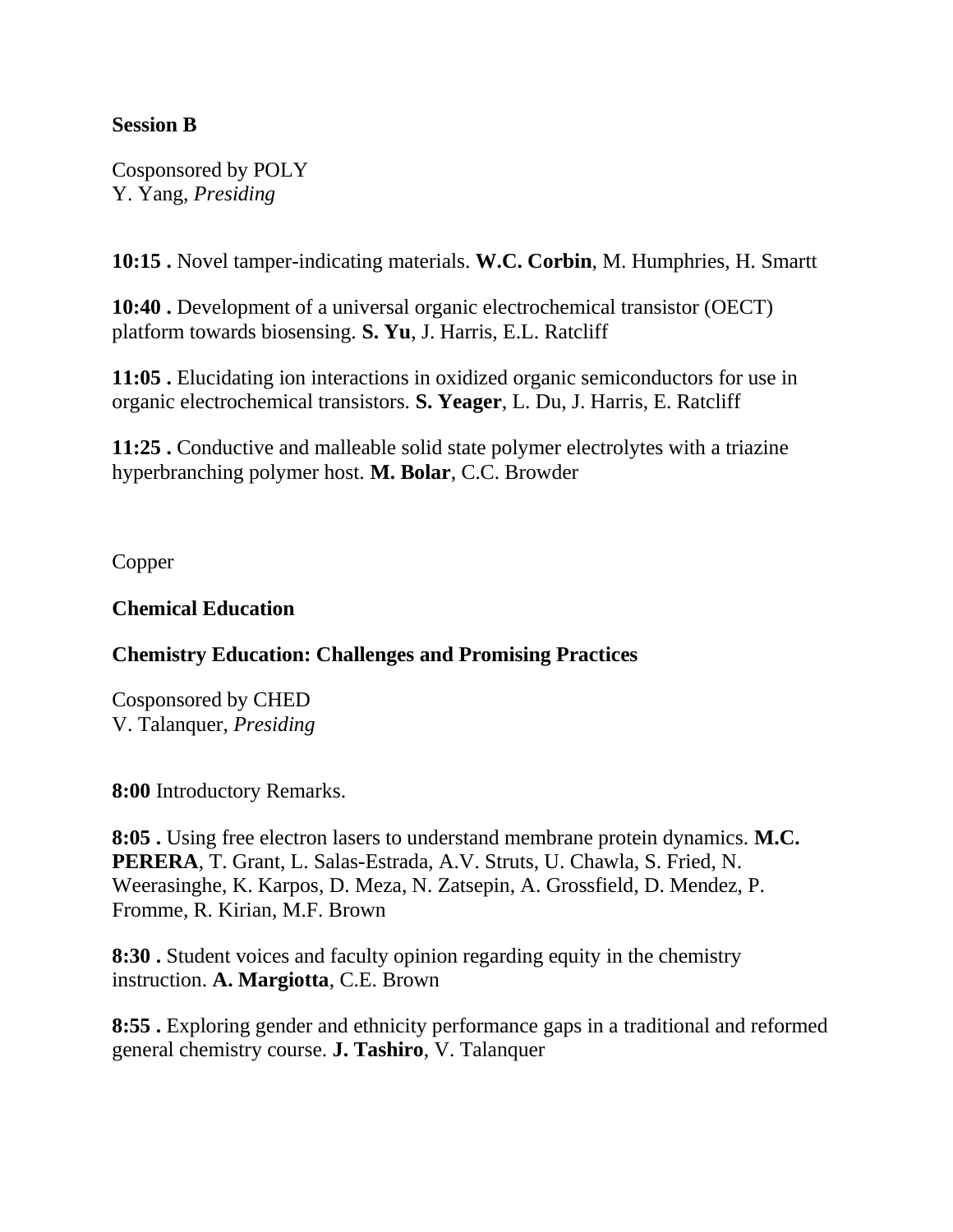**Session B**

Cosponsored by POLY
Y. Yang, *Presiding*

**10:15 .** Novel tamper-indicating materials. **W.C. Corbin**, M. Humphries, H. Smartt

**10:40 .** Development of a universal organic electrochemical transistor (OECT) platform towards biosensing. **S. Yu**, J. Harris, E.L. Ratcliff

**11:05 .** Elucidating ion interactions in oxidized organic semiconductors for use in organic electrochemical transistors. **S. Yeager**, L. Du, J. Harris, E. Ratcliff

**11:25 .** Conductive and malleable solid state polymer electrolytes with a triazine hyperbranching polymer host. **M. Bolar**, C.C. Browder

Copper

**Chemical Education**

**Chemistry Education: Challenges and Promising Practices**

Cosponsored by CHED
V. Talanquer, *Presiding*

**8:00** Introductory Remarks.

**8:05 .** Using free electron lasers to understand membrane protein dynamics. **M.C. PERERA**, T. Grant, L. Salas-Estrada, A.V. Struts, U. Chawla, S. Fried, N. Weerasinghe, K. Karpos, D. Meza, N. Zatsepin, A. Grossfield, D. Mendez, P. Fromme, R. Kirian, M.F. Brown

**8:30 .** Student voices and faculty opinion regarding equity in the chemistry instruction. **A. Margiotta**, C.E. Brown

**8:55 .** Exploring gender and ethnicity performance gaps in a traditional and reformed general chemistry course. **J. Tashiro**, V. Talanquer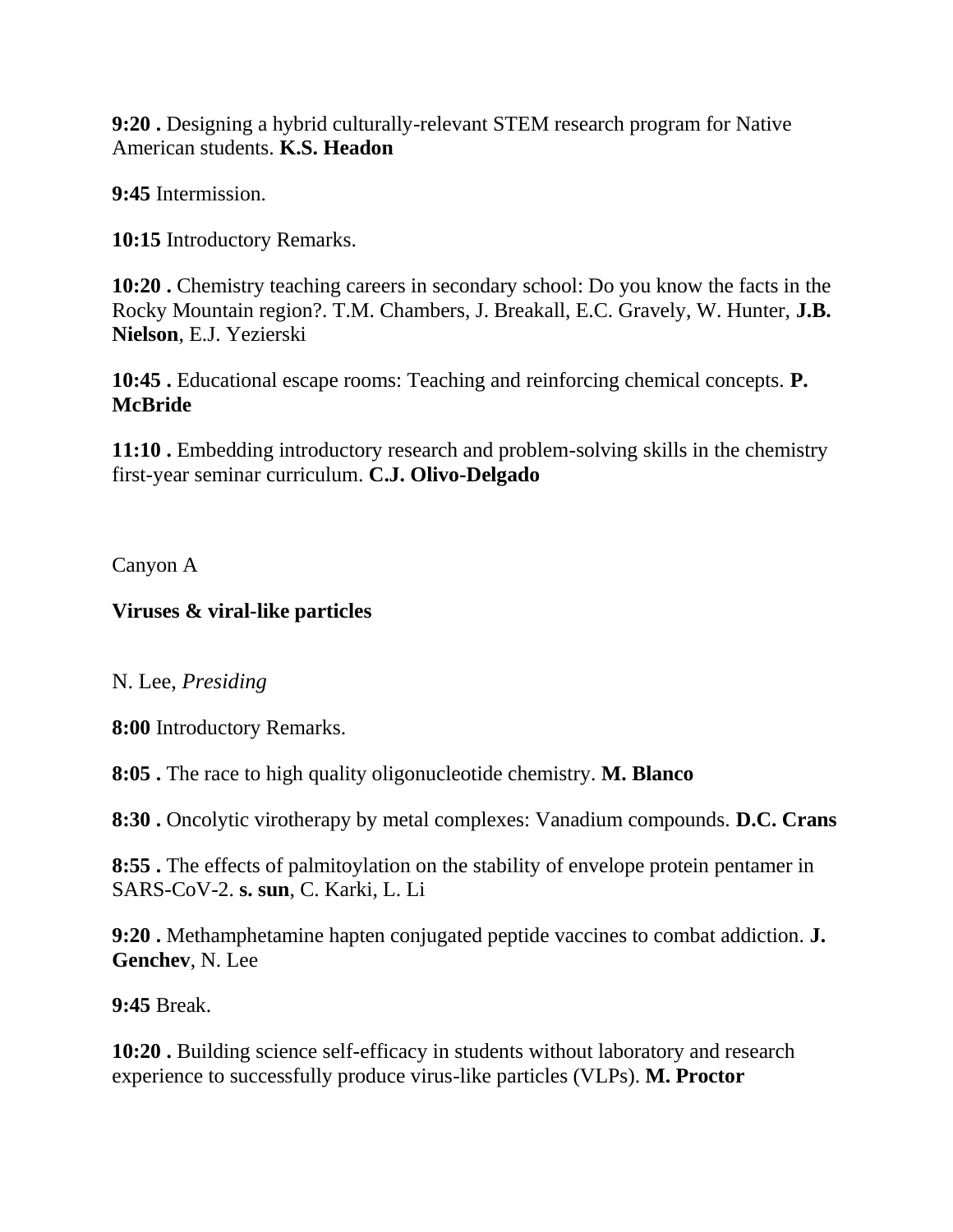**9:20 .** Designing a hybrid culturally-relevant STEM research program for Native American students. **K.S. Headon**

**9:45** Intermission.

**10:15** Introductory Remarks.

**10:20 .** Chemistry teaching careers in secondary school: Do you know the facts in the Rocky Mountain region?. T.M. Chambers, J. Breakall, E.C. Gravely, W. Hunter, **J.B. Nielson**, E.J. Yezierski

**10:45 .** Educational escape rooms: Teaching and reinforcing chemical concepts. **P. McBride**

**11:10 .** Embedding introductory research and problem-solving skills in the chemistry first-year seminar curriculum. **C.J. Olivo-Delgado**

Canyon A

**Viruses & viral-like particles**

N. Lee, *Presiding*

**8:00** Introductory Remarks.

**8:05 .** The race to high quality oligonucleotide chemistry. **M. Blanco**

**8:30 .** Oncolytic virotherapy by metal complexes: Vanadium compounds. **D.C. Crans**

**8:55 .** The effects of palmitoylation on the stability of envelope protein pentamer in SARS-CoV-2. **s. sun**, C. Karki, L. Li

**9:20 .** Methamphetamine hapten conjugated peptide vaccines to combat addiction. **J. Genchev**, N. Lee

**9:45** Break.

**10:20 .** Building science self-efficacy in students without laboratory and research experience to successfully produce virus-like particles (VLPs). **M. Proctor**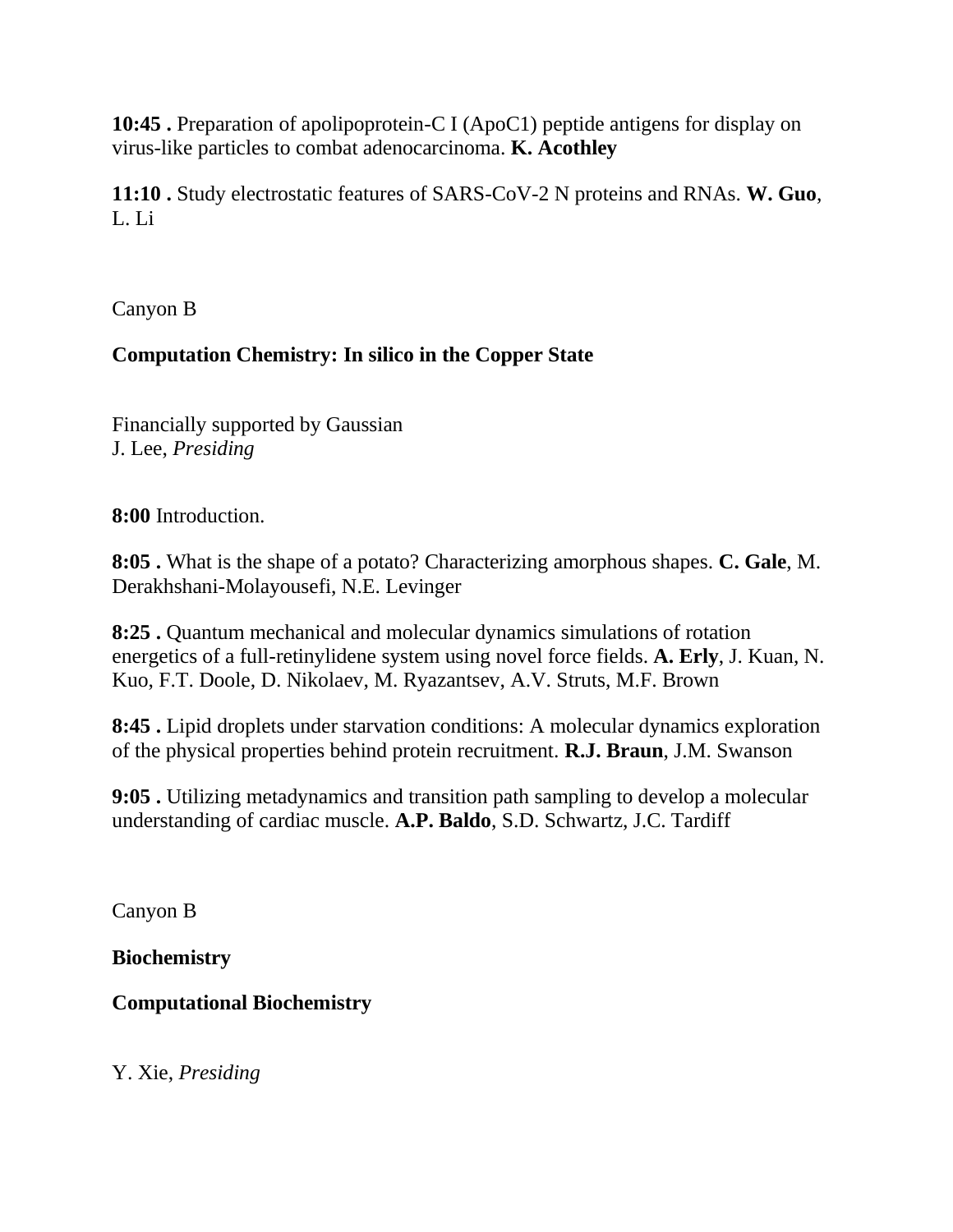**10:45 .** Preparation of apolipoprotein-C I (ApoC1) peptide antigens for display on virus-like particles to combat adenocarcinoma. **K. Acothley**

**11:10 .** Study electrostatic features of SARS-CoV-2 N proteins and RNAs. **W. Guo**, L. Li

Canyon B

**Computation Chemistry: In silico in the Copper State**

Financially supported by Gaussian
J. Lee, *Presiding*

**8:00** Introduction.

**8:05 .** What is the shape of a potato? Characterizing amorphous shapes. **C. Gale**, M. Derakhshani-Molayousefi, N.E. Levinger

**8:25 .** Quantum mechanical and molecular dynamics simulations of rotation energetics of a full-retinylidene system using novel force fields. **A. Erly**, J. Kuan, N. Kuo, F.T. Doole, D. Nikolaev, M. Ryazantsev, A.V. Struts, M.F. Brown

**8:45 .** Lipid droplets under starvation conditions: A molecular dynamics exploration of the physical properties behind protein recruitment. **R.J. Braun**, J.M. Swanson

**9:05 .** Utilizing metadynamics and transition path sampling to develop a molecular understanding of cardiac muscle. **A.P. Baldo**, S.D. Schwartz, J.C. Tardiff

Canyon B

**Biochemistry**

**Computational Biochemistry**

Y. Xie, *Presiding*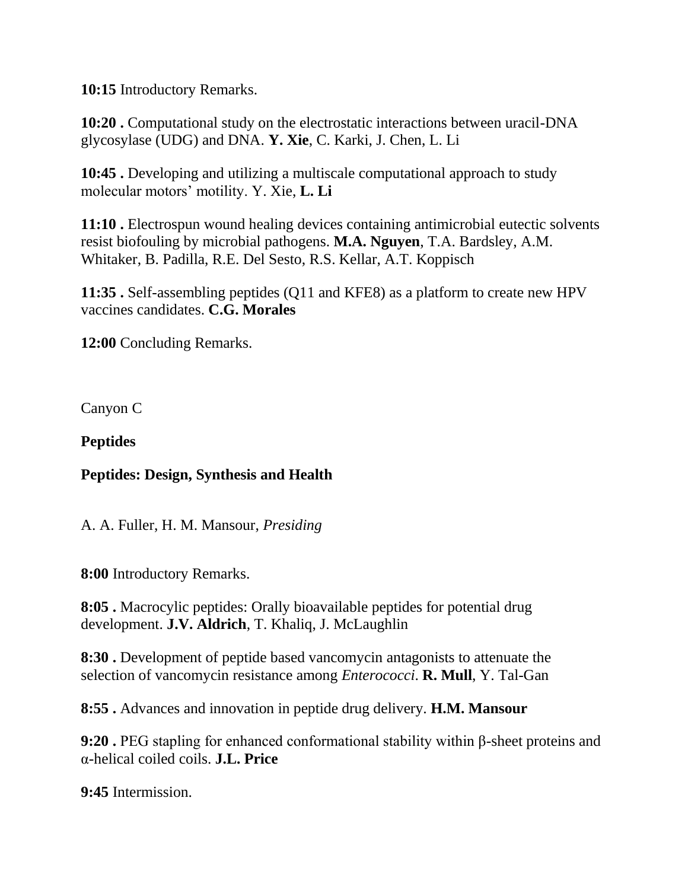**10:15** Introductory Remarks.

**10:20 .** Computational study on the electrostatic interactions between uracil-DNA glycosylase (UDG) and DNA. **Y. Xie**, C. Karki, J. Chen, L. Li

**10:45 .** Developing and utilizing a multiscale computational approach to study molecular motors' motility. Y. Xie, **L. Li**

**11:10 .** Electrospun wound healing devices containing antimicrobial eutectic solvents resist biofouling by microbial pathogens. **M.A. Nguyen**, T.A. Bardsley, A.M. Whitaker, B. Padilla, R.E. Del Sesto, R.S. Kellar, A.T. Koppisch

**11:35 .** Self-assembling peptides (Q11 and KFE8) as a platform to create new HPV vaccines candidates. **C.G. Morales**

**12:00** Concluding Remarks.

Canyon C

**Peptides**

**Peptides: Design, Synthesis and Health**

A. A. Fuller, H. M. Mansour, *Presiding*

**8:00** Introductory Remarks.

**8:05 .** Macrocylic peptides: Orally bioavailable peptides for potential drug development. **J.V. Aldrich**, T. Khaliq, J. McLaughlin

**8:30 .** Development of peptide based vancomycin antagonists to attenuate the selection of vancomycin resistance among *Enterococci*. **R. Mull**, Y. Tal-Gan

**8:55 .** Advances and innovation in peptide drug delivery. **H.M. Mansour**

**9:20 .** PEG stapling for enhanced conformational stability within β-sheet proteins and α-helical coiled coils. **J.L. Price**

**9:45** Intermission.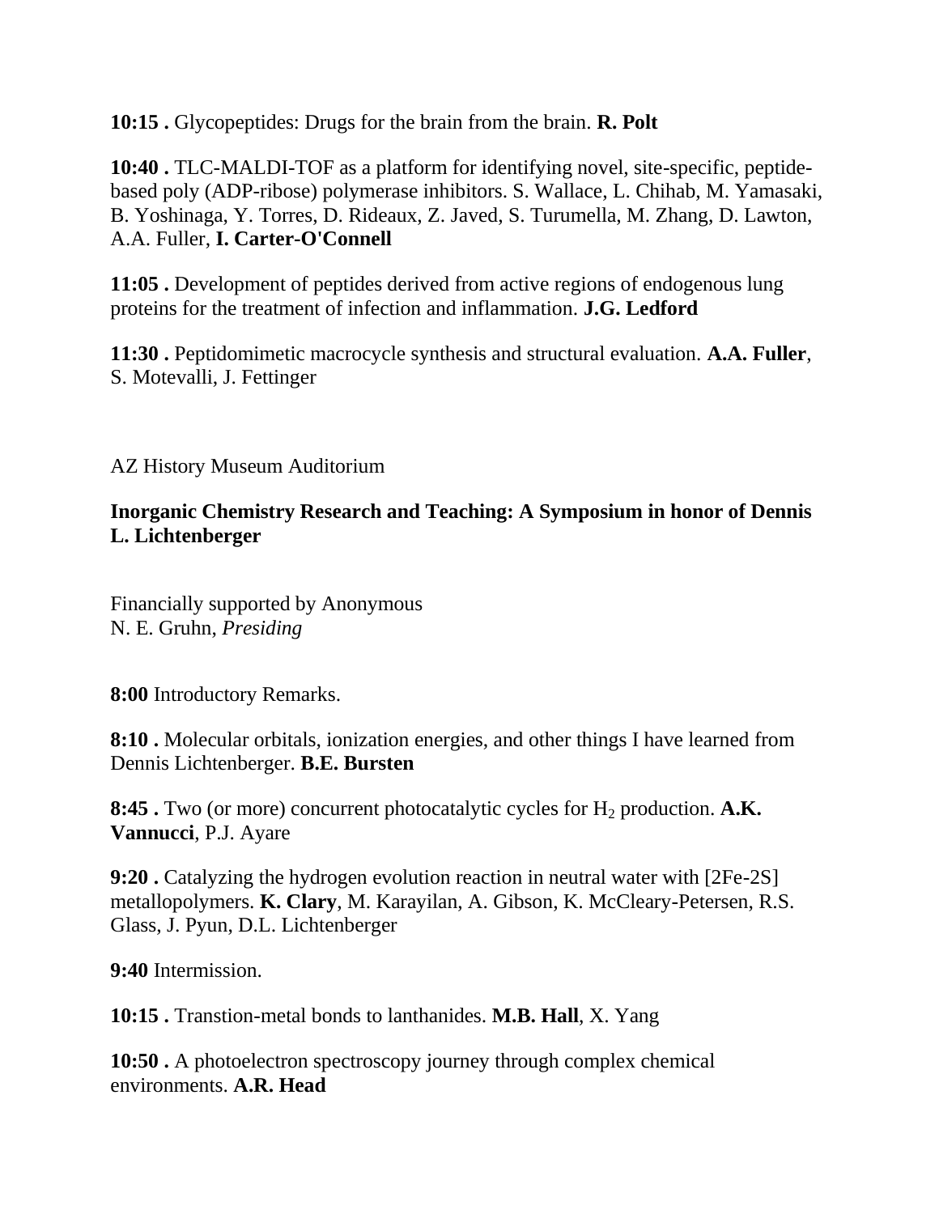**10:15 .** Glycopeptides: Drugs for the brain from the brain. **R. Polt**

**10:40 .** TLC-MALDI-TOF as a platform for identifying novel, site-specific, peptide-based poly (ADP-ribose) polymerase inhibitors. S. Wallace, L. Chihab, M. Yamasaki, B. Yoshinaga, Y. Torres, D. Rideaux, Z. Javed, S. Turumella, M. Zhang, D. Lawton, A.A. Fuller, **I. Carter-O'Connell**

**11:05 .** Development of peptides derived from active regions of endogenous lung proteins for the treatment of infection and inflammation. **J.G. Ledford**

**11:30 .** Peptidomimetic macrocycle synthesis and structural evaluation. **A.A. Fuller**, S. Motevalli, J. Fettinger

AZ History Museum Auditorium

**Inorganic Chemistry Research and Teaching: A Symposium in honor of Dennis L. Lichtenberger**

Financially supported by Anonymous
N. E. Gruhn, *Presiding*

**8:00** Introductory Remarks.

**8:10 .** Molecular orbitals, ionization energies, and other things I have learned from Dennis Lichtenberger. **B.E. Bursten**

**8:45 .** Two (or more) concurrent photocatalytic cycles for $H_2$ production. **A.K. Vannucci**, P.J. Ayare

**9:20 .** Catalyzing the hydrogen evolution reaction in neutral water with [2Fe-2S] metallopolymers. **K. Clary**, M. Karayilan, A. Gibson, K. McCleary-Petersen, R.S. Glass, J. Pyun, D.L. Lichtenberger

**9:40** Intermission.

**10:15 .** Transtion-metal bonds to lanthanides. **M.B. Hall**, X. Yang

**10:50 .** A photoelectron spectroscopy journey through complex chemical environments. **A.R. Head**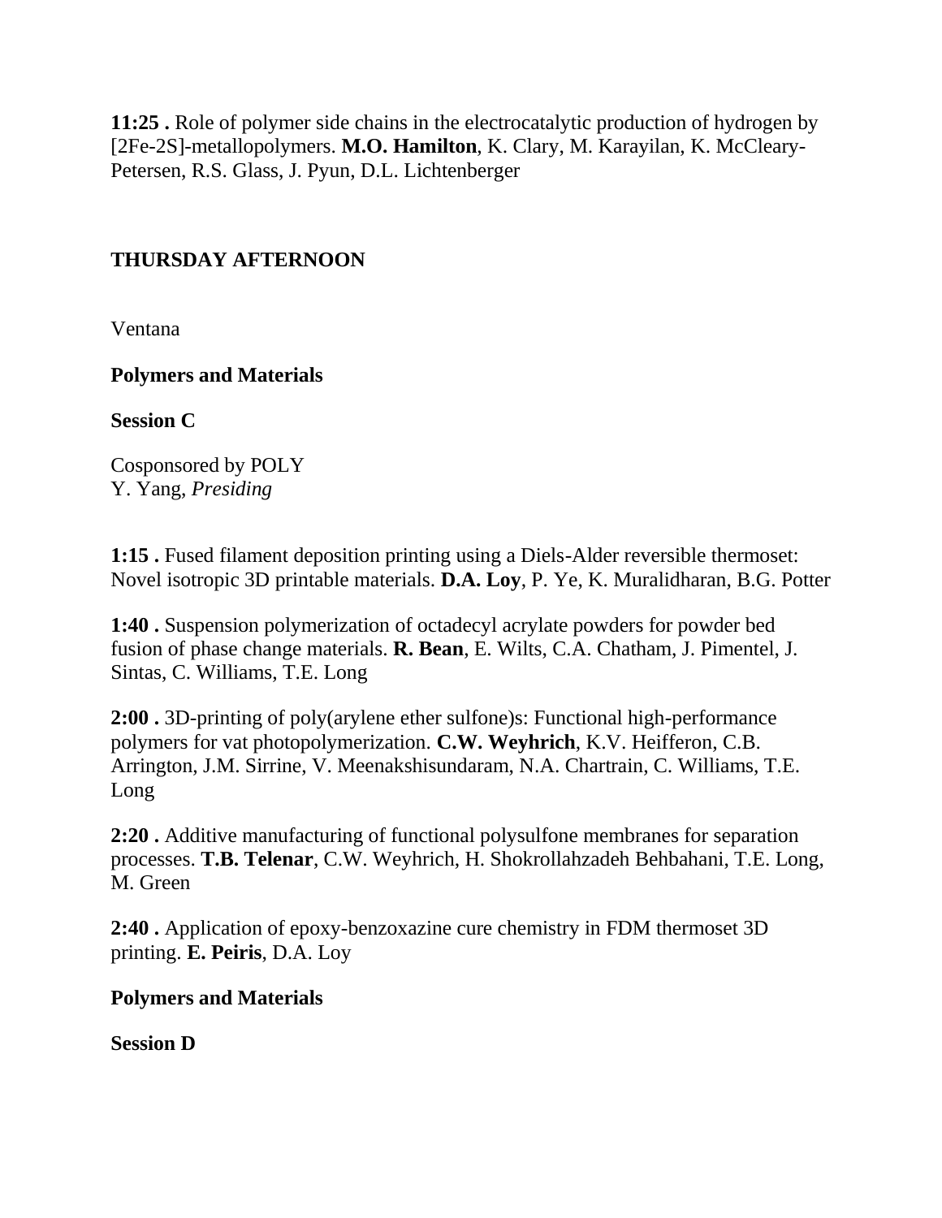**11:25 .** Role of polymer side chains in the electrocatalytic production of hydrogen by [2Fe-2S]-metallopolymers. **M.O. Hamilton**, K. Clary, M. Karayilan, K. McCleary-Petersen, R.S. Glass, J. Pyun, D.L. Lichtenberger

## THURSDAY AFTERNOON

Ventana

**Polymers and Materials**

**Session C**

Cosponsored by POLY
Y. Yang, *Presiding*

**1:15 .** Fused filament deposition printing using a Diels-Alder reversible thermoset: Novel isotropic 3D printable materials. **D.A. Loy**, P. Ye, K. Muralidharan, B.G. Potter

**1:40 .** Suspension polymerization of octadecyl acrylate powders for powder bed fusion of phase change materials. **R. Bean**, E. Wilts, C.A. Chatham, J. Pimentel, J. Sintas, C. Williams, T.E. Long

**2:00 .** 3D-printing of poly(arylene ether sulfone)s: Functional high-performance polymers for vat photopolymerization. **C.W. Weyhrich**, K.V. Heifferon, C.B. Arrington, J.M. Sirrine, V. Meenakshisundaram, N.A. Chartrain, C. Williams, T.E. Long

**2:20 .** Additive manufacturing of functional polysulfone membranes for separation processes. **T.B. Telenar**, C.W. Weyhrich, H. Shokrollahzadeh Behbahani, T.E. Long, M. Green

**2:40 .** Application of epoxy-benzoxazine cure chemistry in FDM thermoset 3D printing. **E. Peiris**, D.A. Loy

**Polymers and Materials**

**Session D**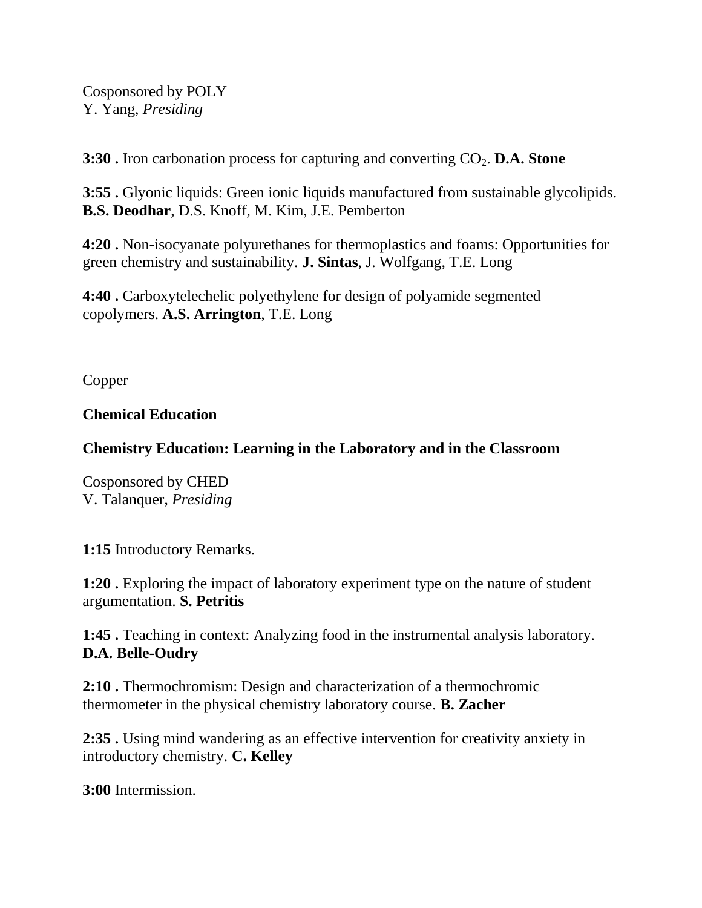Cosponsored by POLY
Y. Yang, *Presiding*

**3:30 .** Iron carbonation process for capturing and converting $CO_2$. **D.A. Stone**

**3:55 .** Glyonic liquids: Green ionic liquids manufactured from sustainable glycolipids. **B.S. Deodhar**, D.S. Knoff, M. Kim, J.E. Pemberton

**4:20 .** Non-isocyanate polyurethanes for thermoplastics and foams: Opportunities for green chemistry and sustainability. **J. Sintas**, J. Wolfgang, T.E. Long

**4:40 .** Carboxytelechelic polyethylene for design of polyamide segmented copolymers. **A.S. Arrington**, T.E. Long

Copper

**Chemical Education**

**Chemistry Education: Learning in the Laboratory and in the Classroom**

Cosponsored by CHED
V. Talanquer, *Presiding*

**1:15** Introductory Remarks.

**1:20 .** Exploring the impact of laboratory experiment type on the nature of student argumentation. **S. Petritis**

**1:45 .** Teaching in context: Analyzing food in the instrumental analysis laboratory. **D.A. Belle-Oudry**

**2:10 .** Thermochromism: Design and characterization of a thermochromic thermometer in the physical chemistry laboratory course. **B. Zacher**

**2:35 .** Using mind wandering as an effective intervention for creativity anxiety in introductory chemistry. **C. Kelley**

**3:00** Intermission.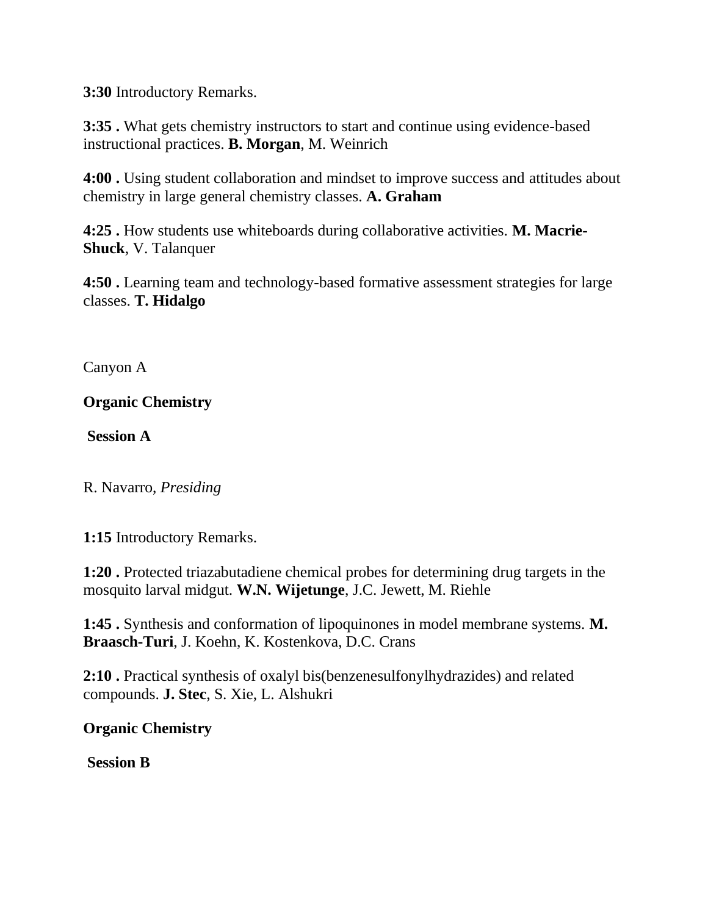**3:30** Introductory Remarks.

**3:35 .** What gets chemistry instructors to start and continue using evidence-based instructional practices. **B. Morgan**, M. Weinrich

**4:00 .** Using student collaboration and mindset to improve success and attitudes about chemistry in large general chemistry classes. **A. Graham**

**4:25 .** How students use whiteboards during collaborative activities. **M. Macrie-Shuck**, V. Talanquer

**4:50 .** Learning team and technology-based formative assessment strategies for large classes. **T. Hidalgo**

Canyon A

**Organic Chemistry**

**Session A**

R. Navarro, *Presiding*

**1:15** Introductory Remarks.

**1:20 .** Protected triazabutadiene chemical probes for determining drug targets in the mosquito larval midgut. **W.N. Wijetunge**, J.C. Jewett, M. Riehle

**1:45 .** Synthesis and conformation of lipoquinones in model membrane systems. **M. Braasch-Turi**, J. Koehn, K. Kostenkova, D.C. Crans

**2:10 .** Practical synthesis of oxalyl bis(benzenesulfonylhydrazides) and related compounds. **J. Stec**, S. Xie, L. Alshukri

**Organic Chemistry**

**Session B**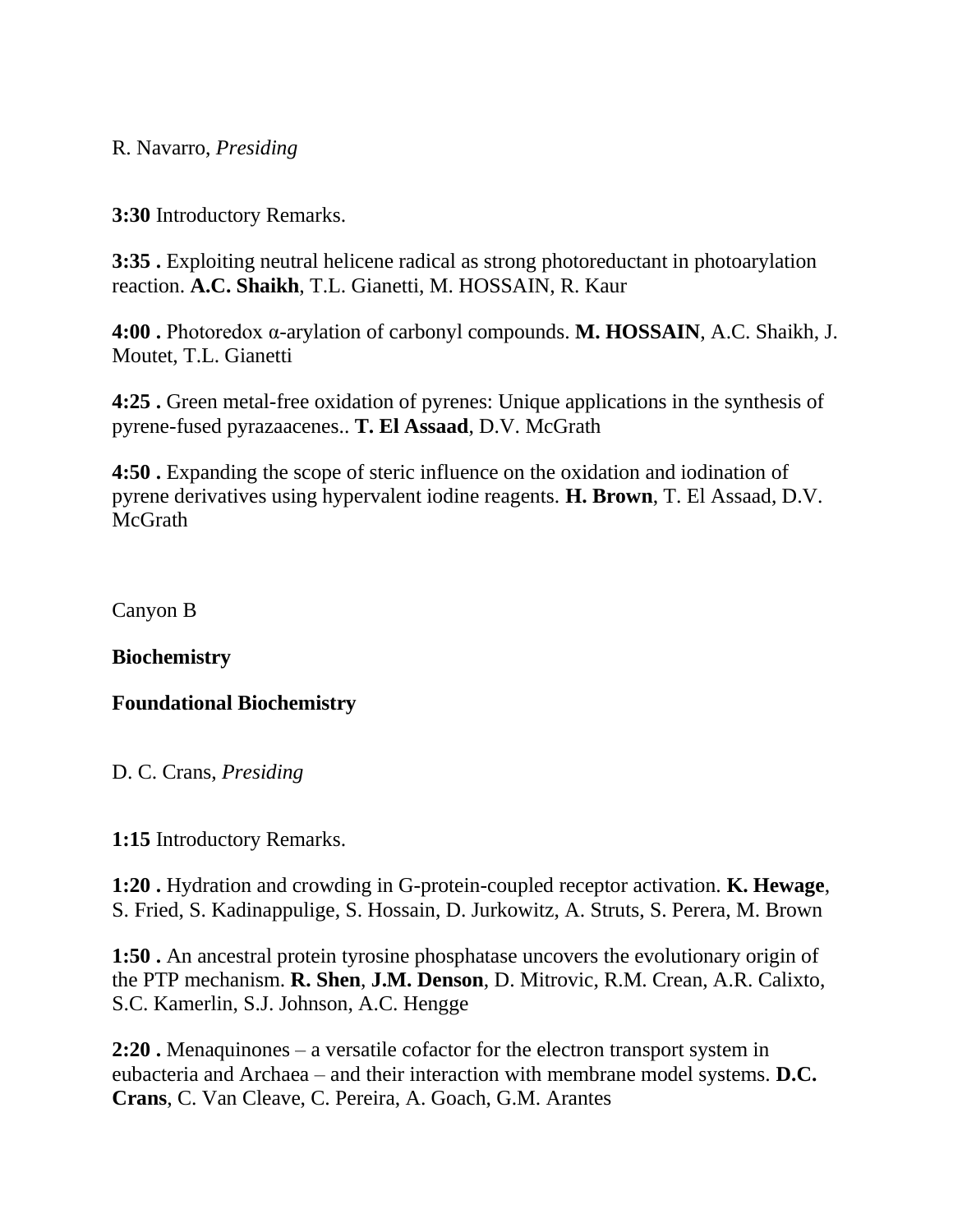R. Navarro, *Presiding*

**3:30** Introductory Remarks.

**3:35 .** Exploiting neutral helicene radical as strong photoreductant in photoarylation reaction. **A.C. Shaikh**, T.L. Gianetti, M. HOSSAIN, R. Kaur

**4:00 .** Photoredox α-arylation of carbonyl compounds. **M. HOSSAIN**, A.C. Shaikh, J. Moutet, T.L. Gianetti

**4:25 .** Green metal-free oxidation of pyrenes: Unique applications in the synthesis of pyrene-fused pyrazaacenes.. **T. El Assaad**, D.V. McGrath

**4:50 .** Expanding the scope of steric influence on the oxidation and iodination of pyrene derivatives using hypervalent iodine reagents. **H. Brown**, T. El Assaad, D.V. McGrath

Canyon B

**Biochemistry**

**Foundational Biochemistry**

D. C. Crans, *Presiding*

**1:15** Introductory Remarks.

**1:20 .** Hydration and crowding in G-protein-coupled receptor activation. **K. Hewage**, S. Fried, S. Kadinappulige, S. Hossain, D. Jurkowitz, A. Struts, S. Perera, M. Brown

**1:50 .** An ancestral protein tyrosine phosphatase uncovers the evolutionary origin of the PTP mechanism. **R. Shen**, **J.M. Denson**, D. Mitrovic, R.M. Crean, A.R. Calixto, S.C. Kamerlin, S.J. Johnson, A.C. Hengge

**2:20 .** Menaquinones – a versatile cofactor for the electron transport system in eubacteria and Archaea – and their interaction with membrane model systems. **D.C. Crans**, C. Van Cleave, C. Pereira, A. Goach, G.M. Arantes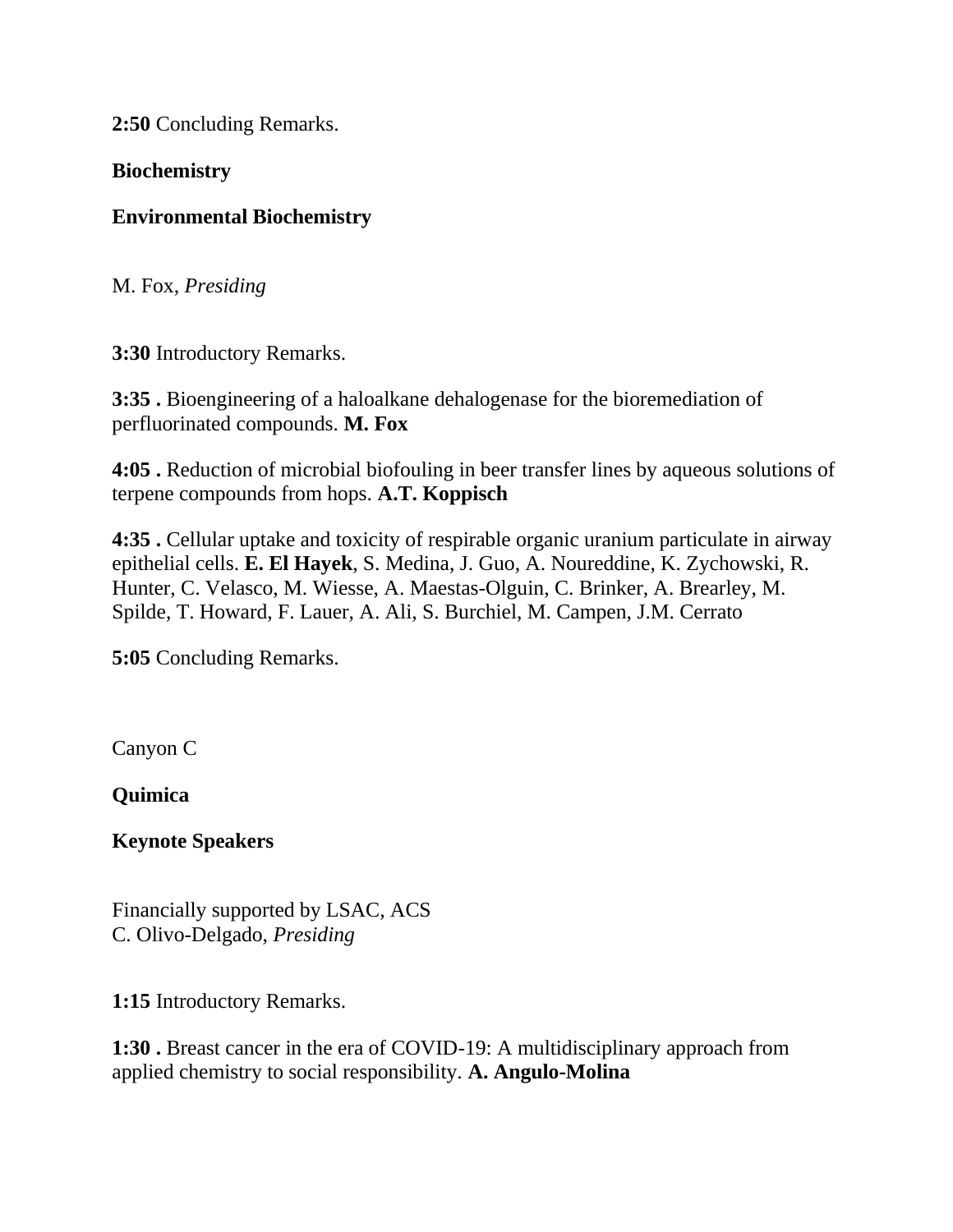**2:50** Concluding Remarks.

**Biochemistry**

**Environmental Biochemistry**

M. Fox, *Presiding*

**3:30** Introductory Remarks.

**3:35 .** Bioengineering of a haloalkane dehalogenase for the bioremediation of perfluorinated compounds. **M. Fox**

**4:05 .** Reduction of microbial biofouling in beer transfer lines by aqueous solutions of terpene compounds from hops. **A.T. Koppisch**

**4:35 .** Cellular uptake and toxicity of respirable organic uranium particulate in airway epithelial cells. **E. El Hayek**, S. Medina, J. Guo, A. Noureddine, K. Zychowski, R. Hunter, C. Velasco, M. Wiesse, A. Maestas-Olguin, C. Brinker, A. Brearley, M. Spilde, T. Howard, F. Lauer, A. Ali, S. Burchiel, M. Campen, J.M. Cerrato

**5:05** Concluding Remarks.

Canyon C

**Quimica**

**Keynote Speakers**

Financially supported by LSAC, ACS
C. Olivo-Delgado, *Presiding*

**1:15** Introductory Remarks.

**1:30 .** Breast cancer in the era of COVID-19: A multidisciplinary approach from applied chemistry to social responsibility. **A. Angulo-Molina**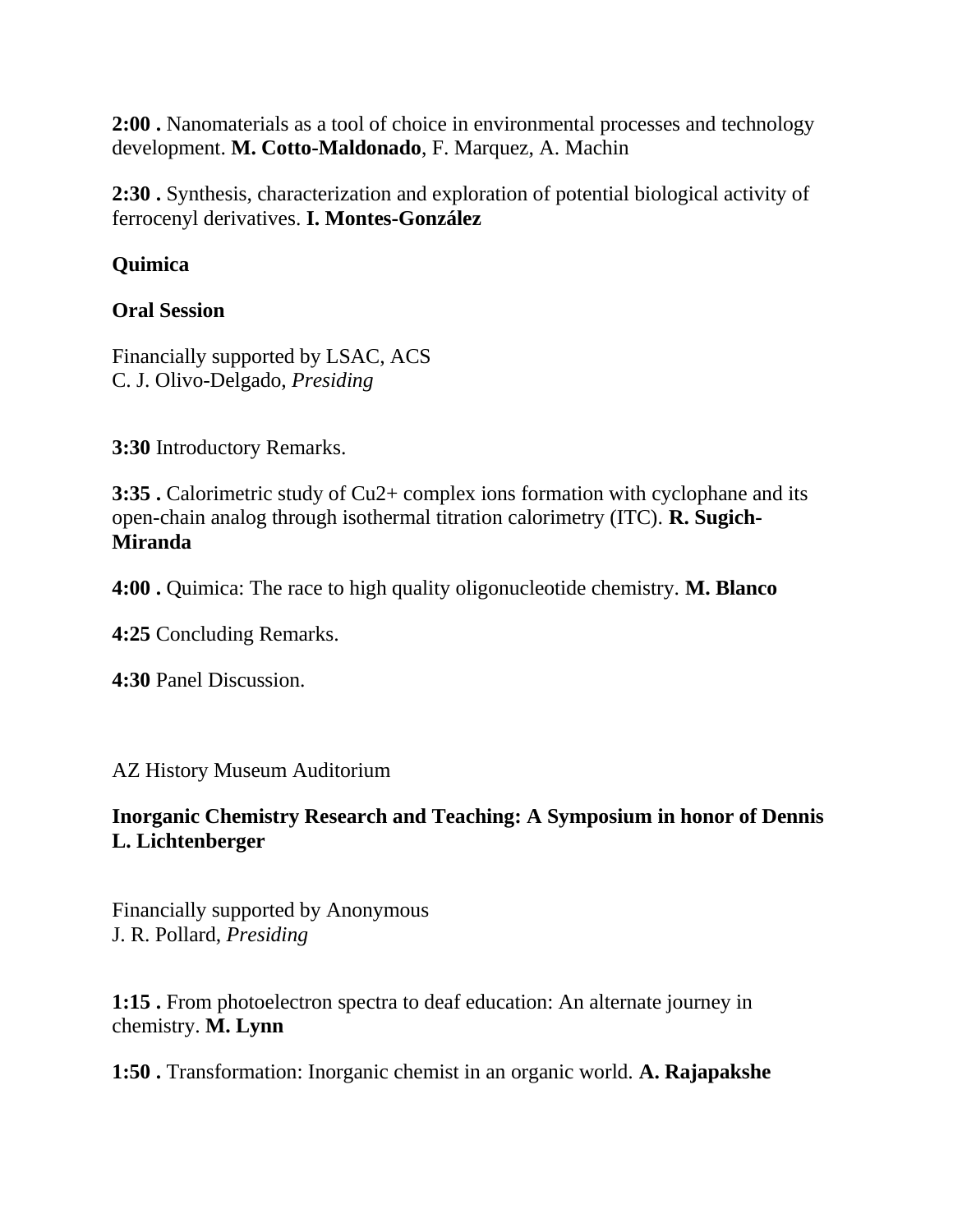**2:00 .** Nanomaterials as a tool of choice in environmental processes and technology development. **M. Cotto-Maldonado**, F. Marquez, A. Machin

**2:30 .** Synthesis, characterization and exploration of potential biological activity of ferrocenyl derivatives. **I. Montes-González**

**Quimica**

**Oral Session**

Financially supported by LSAC, ACS
C. J. Olivo-Delgado, *Presiding*

**3:30** Introductory Remarks.

**3:35 .** Calorimetric study of $Cu^{2+}$ complex ions formation with cyclophane and its open-chain analog through isothermal titration calorimetry (ITC). **R. Sugich-Miranda**

**4:00 .** Quimica: The race to high quality oligonucleotide chemistry. **M. Blanco**

**4:25** Concluding Remarks.

**4:30** Panel Discussion.

AZ History Museum Auditorium

**Inorganic Chemistry Research and Teaching: A Symposium in honor of Dennis L. Lichtenberger**

Financially supported by Anonymous
J. R. Pollard, *Presiding*

**1:15 .** From photoelectron spectra to deaf education: An alternate journey in chemistry. **M. Lynn**

**1:50 .** Transformation: Inorganic chemist in an organic world. **A. Rajapakshe**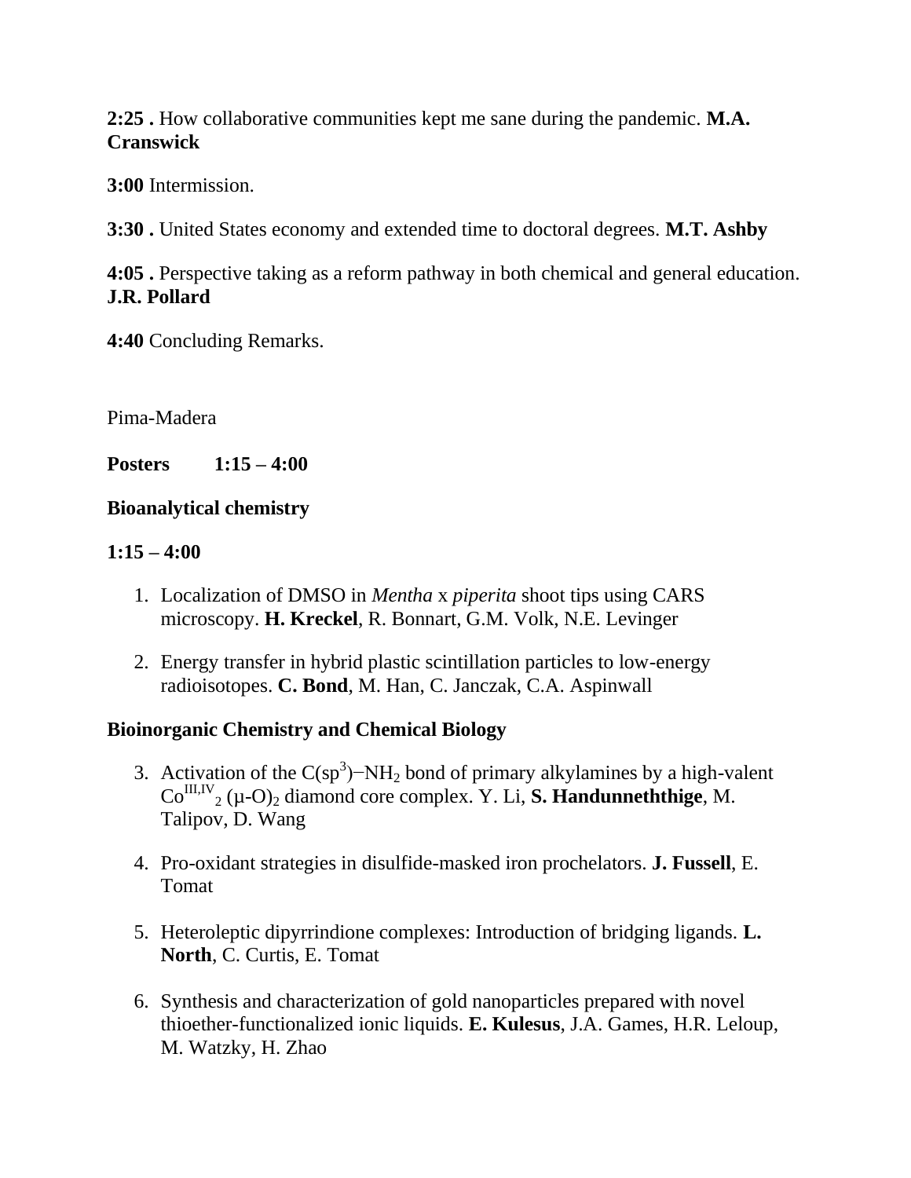**2:25 .** How collaborative communities kept me sane during the pandemic. **M.A. Cranswick**

**3:00** Intermission.

**3:30 .** United States economy and extended time to doctoral degrees. **M.T. Ashby**

**4:05 .** Perspective taking as a reform pathway in both chemical and general education. **J.R. Pollard**

**4:40** Concluding Remarks.

Pima-Madera

**Posters 1:15 – 4:00**

**Bioanalytical chemistry**

**1:15 – 4:00**

1. Localization of DMSO in *Mentha* x *piperita* shoot tips using CARS microscopy. **H. Kreckel**, R. Bonnart, G.M. Volk, N.E. Levinger

2. Energy transfer in hybrid plastic scintillation particles to low-energy radioisotopes. **C. Bond**, M. Han, C. Janczak, C.A. Aspinwall

**Bioinorganic Chemistry and Chemical Biology**

3. Activation of the $C(sp^3)-NH_2$ bond of primary alkylamines by a high-valent $Co^{III,IV}_2(\mu\text{-}O)_2$ diamond core complex. Y. Li, **S. Handunneththige**, M. Talipov, D. Wang

4. Pro-oxidant strategies in disulfide-masked iron prochelators. **J. Fussell**, E. Tomat

5. Heteroleptic dipyrrindione complexes: Introduction of bridging ligands. **L. North**, C. Curtis, E. Tomat

6. Synthesis and characterization of gold nanoparticles prepared with novel thioether-functionalized ionic liquids. **E. Kulesus**, J.A. Games, H.R. Leloup, M. Watzky, H. Zhao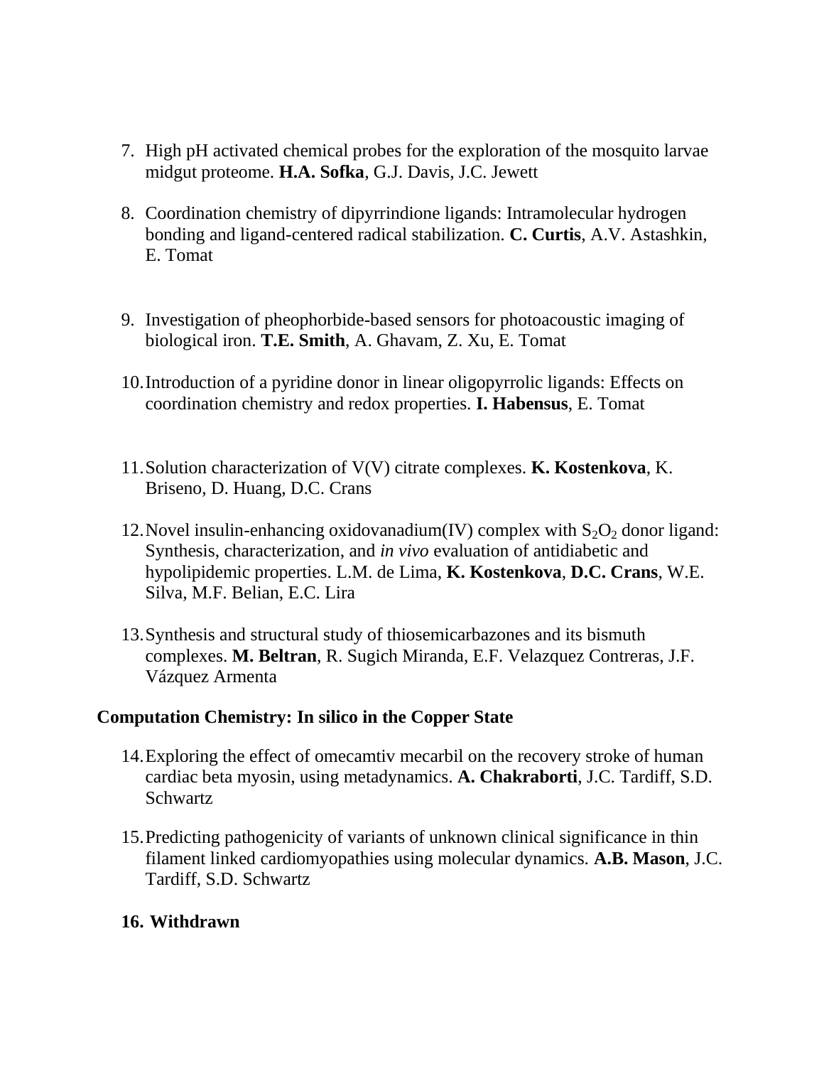7. High pH activated chemical probes for the exploration of the mosquito larvae midgut proteome. **H.A. Sofka**, G.J. Davis, J.C. Jewett

8. Coordination chemistry of dipyrrindione ligands: Intramolecular hydrogen bonding and ligand-centered radical stabilization. **C. Curtis**, A.V. Astashkin, E. Tomat

9. Investigation of pheophorbide-based sensors for photoacoustic imaging of biological iron. **T.E. Smith**, A. Ghavam, Z. Xu, E. Tomat

10. Introduction of a pyridine donor in linear oligopyrrolic ligands: Effects on coordination chemistry and redox properties. **I. Habensus**, E. Tomat

11. Solution characterization of V(V) citrate complexes. **K. Kostenkova**, K. Briseno, D. Huang, D.C. Crans

12. Novel insulin-enhancing oxidovanadium(IV) complex with $S_2O_2$ donor ligand: Synthesis, characterization, and *in vivo* evaluation of antidiabetic and hypolipidemic properties. L.M. de Lima, **K. Kostenkova**, **D.C. Crans**, W.E. Silva, M.F. Belian, E.C. Lira

13. Synthesis and structural study of thiosemicarbazones and its bismuth complexes. **M. Beltran**, R. Sugich Miranda, E.F. Velazquez Contreras, J.F. Vázquez Armenta

**Computation Chemistry: In silico in the Copper State**

14. Exploring the effect of omecamtiv mecarbil on the recovery stroke of human cardiac beta myosin, using metadynamics. **A. Chakraborti**, J.C. Tardiff, S.D. Schwartz

15. Predicting pathogenicity of variants of unknown clinical significance in thin filament linked cardiomyopathies using molecular dynamics. **A.B. Mason**, J.C. Tardiff, S.D. Schwartz

16. **Withdrawn**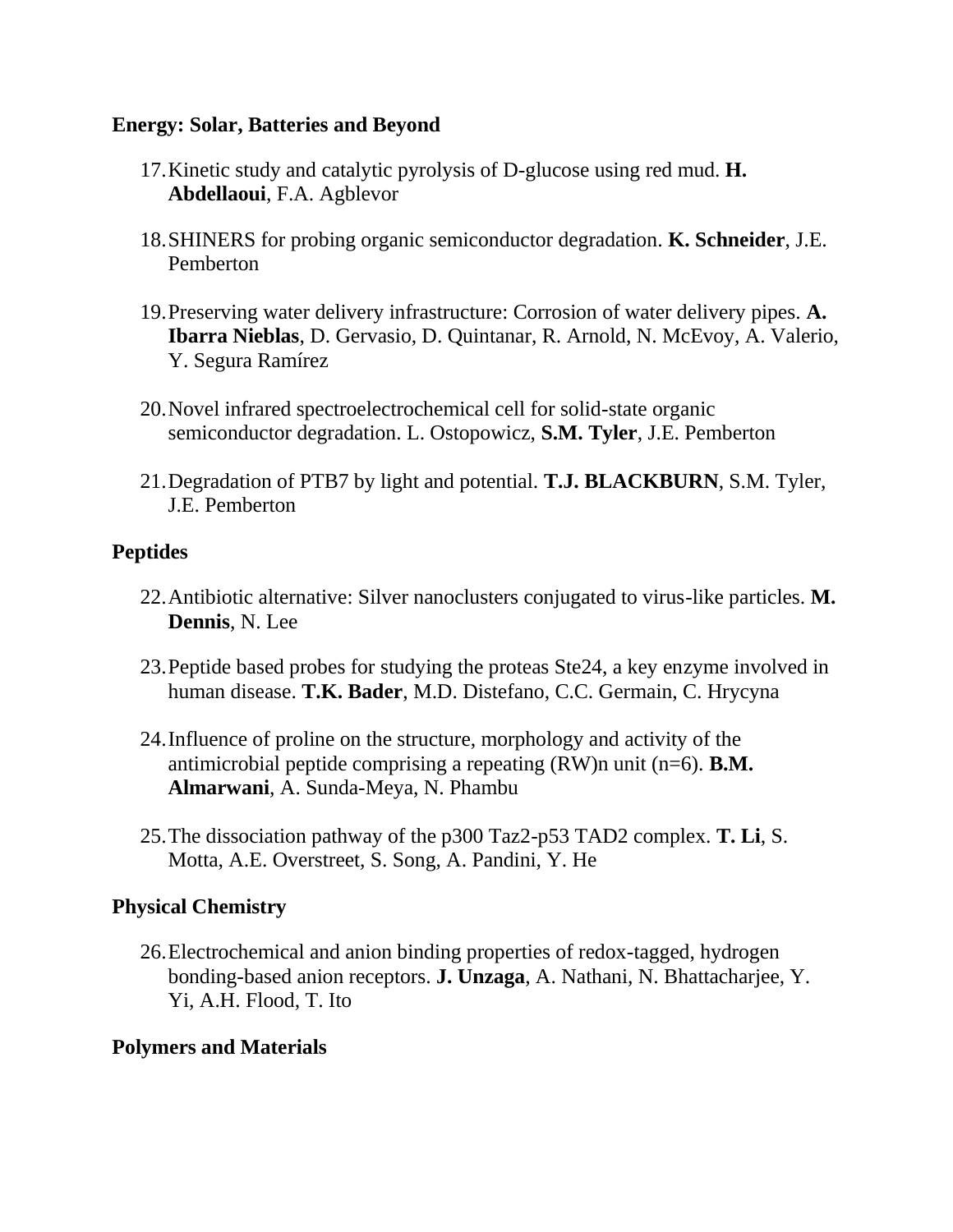**Energy: Solar, Batteries and Beyond**

17. Kinetic study and catalytic pyrolysis of D-glucose using red mud. **H. Abdellaoui**, F.A. Agblevor

18. SHINERS for probing organic semiconductor degradation. **K. Schneider**, J.E. Pemberton

19. Preserving water delivery infrastructure: Corrosion of water delivery pipes. **A. Ibarra Nieblas**, D. Gervasio, D. Quintanar, R. Arnold, N. McEvoy, A. Valerio, Y. Segura Ramírez

20. Novel infrared spectroelectrochemical cell for solid-state organic semiconductor degradation. L. Ostopowicz, **S.M. Tyler**, J.E. Pemberton

21. Degradation of PTB7 by light and potential. **T.J. BLACKBURN**, S.M. Tyler, J.E. Pemberton

**Peptides**

22. Antibiotic alternative: Silver nanoclusters conjugated to virus-like particles. **M. Dennis**, N. Lee

23. Peptide based probes for studying the proteas Ste24, a key enzyme involved in human disease. **T.K. Bader**, M.D. Distefano, C.C. Germain, C. Hrycyna

24. Influence of proline on the structure, morphology and activity of the antimicrobial peptide comprising a repeating (RW)n unit (n=6). **B.M. Almarwani**, A. Sunda-Meya, N. Phambu

25. The dissociation pathway of the p300 Taz2-p53 TAD2 complex. **T. Li**, S. Motta, A.E. Overstreet, S. Song, A. Pandini, Y. He

**Physical Chemistry**

26. Electrochemical and anion binding properties of redox-tagged, hydrogen bonding-based anion receptors. **J. Unzaga**, A. Nathani, N. Bhattacharjee, Y. Yi, A.H. Flood, T. Ito

**Polymers and Materials**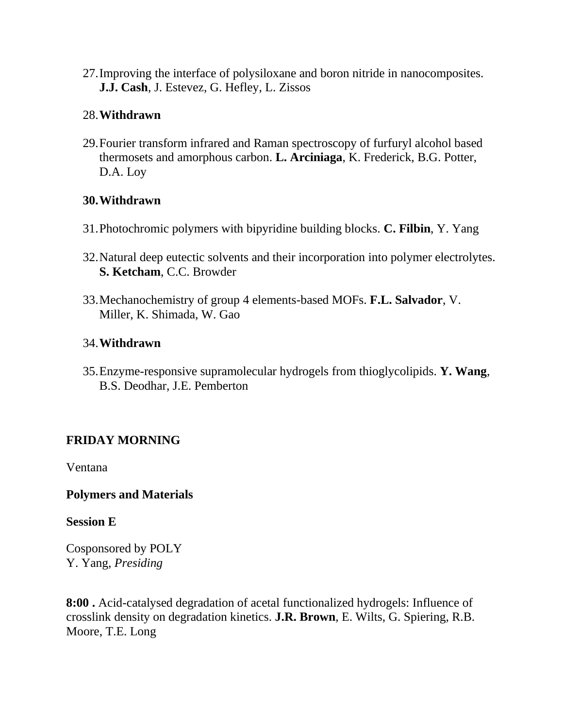27. Improving the interface of polysiloxane and boron nitride in nanocomposites. **J.J. Cash**, J. Estevez, G. Hefley, L. Zissos

28. **Withdrawn**

29. Fourier transform infrared and Raman spectroscopy of furfuryl alcohol based thermosets and amorphous carbon. **L. Arciniaga**, K. Frederick, B.G. Potter, D.A. Loy

30. **Withdrawn**

31. Photochromic polymers with bipyridine building blocks. **C. Filbin**, Y. Yang

32. Natural deep eutectic solvents and their incorporation into polymer electrolytes. **S. Ketcham**, C.C. Browder

33. Mechanochemistry of group 4 elements-based MOFs. **F.L. Salvador**, V. Miller, K. Shimada, W. Gao

34. **Withdrawn**

35. Enzyme-responsive supramolecular hydrogels from thioglycolipids. **Y. Wang**, B.S. Deodhar, J.E. Pemberton

**FRIDAY MORNING**

Ventana

**Polymers and Materials**

**Session E**

Cosponsored by POLY
Y. Yang, *Presiding*

**8:00 .** Acid-catalysed degradation of acetal functionalized hydrogels: Influence of crosslink density on degradation kinetics. **J.R. Brown**, E. Wilts, G. Spiering, R.B. Moore, T.E. Long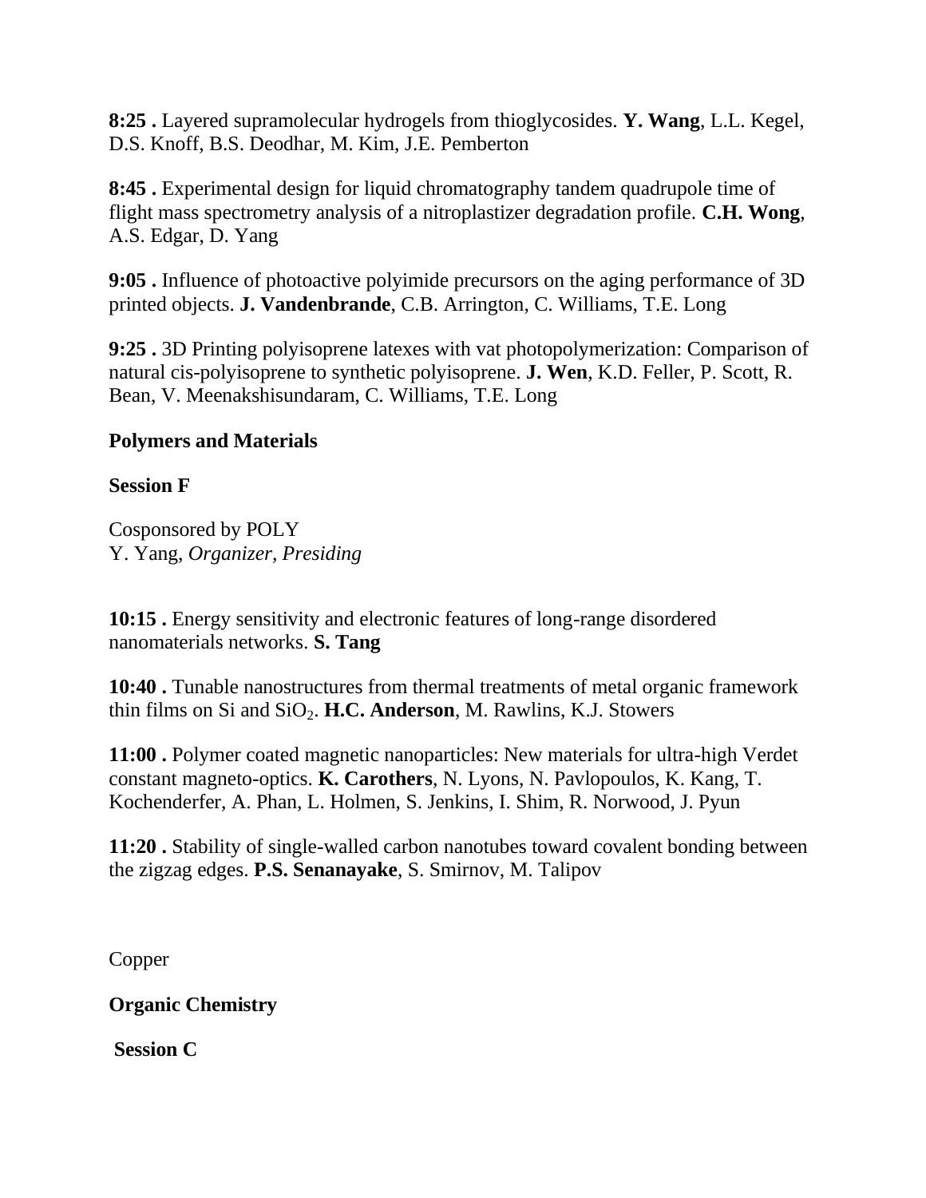**8:25 .** Layered supramolecular hydrogels from thioglycosides. **Y. Wang**, L.L. Kegel, D.S. Knoff, B.S. Deodhar, M. Kim, J.E. Pemberton

**8:45 .** Experimental design for liquid chromatography tandem quadrupole time of flight mass spectrometry analysis of a nitroplastizer degradation profile. **C.H. Wong**, A.S. Edgar, D. Yang

**9:05 .** Influence of photoactive polyimide precursors on the aging performance of 3D printed objects. **J. Vandenbrande**, C.B. Arrington, C. Williams, T.E. Long

**9:25 .** 3D Printing polyisoprene latexes with vat photopolymerization: Comparison of natural cis-polyisoprene to synthetic polyisoprene. **J. Wen**, K.D. Feller, P. Scott, R. Bean, V. Meenakshisundaram, C. Williams, T.E. Long

**Polymers and Materials**

**Session F**

Cosponsored by POLY
Y. Yang, *Organizer, Presiding*

**10:15 .** Energy sensitivity and electronic features of long-range disordered nanomaterials networks. **S. Tang**

**10:40 .** Tunable nanostructures from thermal treatments of metal organic framework thin films on Si and $SiO_2$. **H.C. Anderson**, M. Rawlins, K.J. Stowers

**11:00 .** Polymer coated magnetic nanoparticles: New materials for ultra-high Verdet constant magneto-optics. **K. Carothers**, N. Lyons, N. Pavlopoulos, K. Kang, T. Kochenderfer, A. Phan, L. Holmen, S. Jenkins, I. Shim, R. Norwood, J. Pyun

**11:20 .** Stability of single-walled carbon nanotubes toward covalent bonding between the zigzag edges. **P.S. Senanayake**, S. Smirnov, M. Talipov

Copper

**Organic Chemistry**

**Session C**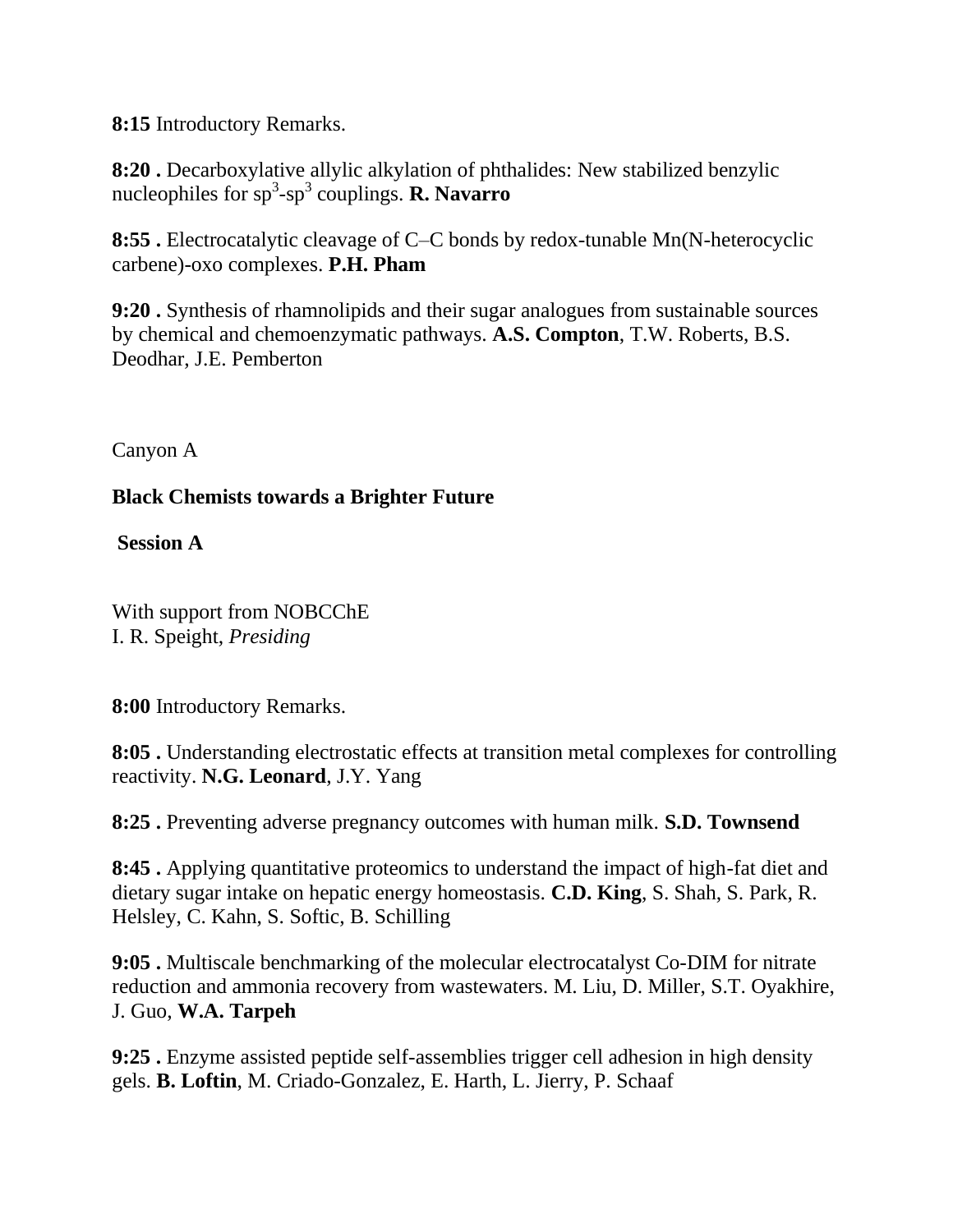**8:15** Introductory Remarks.

**8:20 .** Decarboxylative allylic alkylation of phthalides: New stabilized benzylic nucleophiles for $sp^3$-$sp^3$ couplings. **R. Navarro**

**8:55 .** Electrocatalytic cleavage of C–C bonds by redox-tunable Mn(N-heterocyclic carbene)-oxo complexes. **P.H. Pham**

**9:20 .** Synthesis of rhamnolipids and their sugar analogues from sustainable sources by chemical and chemoenzymatic pathways. **A.S. Compton**, T.W. Roberts, B.S. Deodhar, J.E. Pemberton

Canyon A

**Black Chemists towards a Brighter Future**

**Session A**

With support from NOBCChE
I. R. Speight, *Presiding*

**8:00** Introductory Remarks.

**8:05 .** Understanding electrostatic effects at transition metal complexes for controlling reactivity. **N.G. Leonard**, J.Y. Yang

**8:25 .** Preventing adverse pregnancy outcomes with human milk. **S.D. Townsend**

**8:45 .** Applying quantitative proteomics to understand the impact of high-fat diet and dietary sugar intake on hepatic energy homeostasis. **C.D. King**, S. Shah, S. Park, R. Helsley, C. Kahn, S. Softic, B. Schilling

**9:05 .** Multiscale benchmarking of the molecular electrocatalyst Co-DIM for nitrate reduction and ammonia recovery from wastewaters. M. Liu, D. Miller, S.T. Oyakhire, J. Guo, **W.A. Tarpeh**

**9:25 .** Enzyme assisted peptide self-assemblies trigger cell adhesion in high density gels. **B. Loftin**, M. Criado-Gonzalez, E. Harth, L. Jierry, P. Schaaf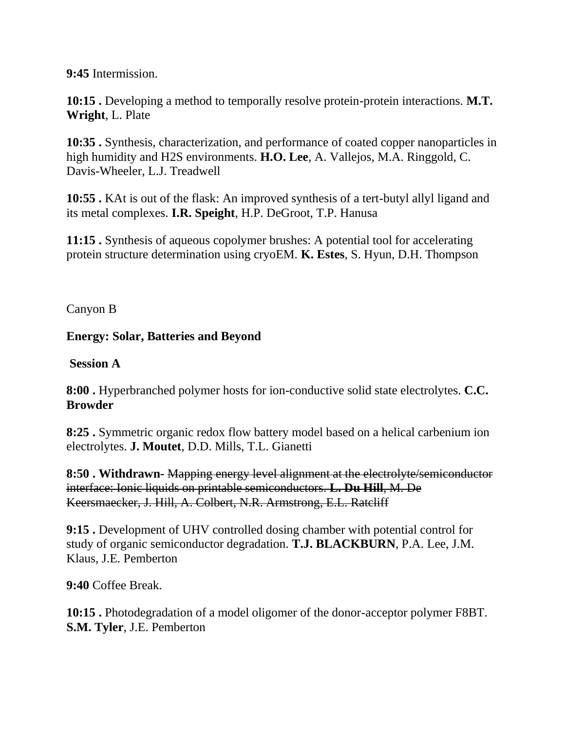**9:45** Intermission.

**10:15 .** Developing a method to temporally resolve protein-protein interactions. **M.T. Wright**, L. Plate

**10:35 .** Synthesis, characterization, and performance of coated copper nanoparticles in high humidity and $H_2S$ environments. **H.O. Lee**, A. Vallejos, M.A. Ringgold, C. Davis-Wheeler, L.J. Treadwell

**10:55 .** KAt is out of the flask: An improved synthesis of a tert-butyl allyl ligand and its metal complexes. **I.R. Speight**, H.P. DeGroot, T.P. Hanusa

**11:15 .** Synthesis of aqueous copolymer brushes: A potential tool for accelerating protein structure determination using cryoEM. **K. Estes**, S. Hyun, D.H. Thompson

Canyon B

**Energy: Solar, Batteries and Beyond**

**Session A**

**8:00 .** Hyperbranched polymer hosts for ion-conductive solid state electrolytes. **C.C. Browder**

**8:25 .** Symmetric organic redox flow battery model based on a helical carbenium ion electrolytes. **J. Moutet**, D.D. Mills, T.L. Gianetti

**8:50 . Withdrawn**- ~~Mapping energy level alignment at the electrolyte/semiconductor interface: Ionic liquids on printable semiconductors.~~ ~~**L. Du Hill**, M. De Keersmaecker, J. Hill, A. Colbert, N.R. Armstrong, E.L. Ratcliff~~

**9:15 .** Development of UHV controlled dosing chamber with potential control for study of organic semiconductor degradation. **T.J. BLACKBURN**, P.A. Lee, J.M. Klaus, J.E. Pemberton

**9:40** Coffee Break.

**10:15 .** Photodegradation of a model oligomer of the donor-acceptor polymer F8BT. **S.M. Tyler**, J.E. Pemberton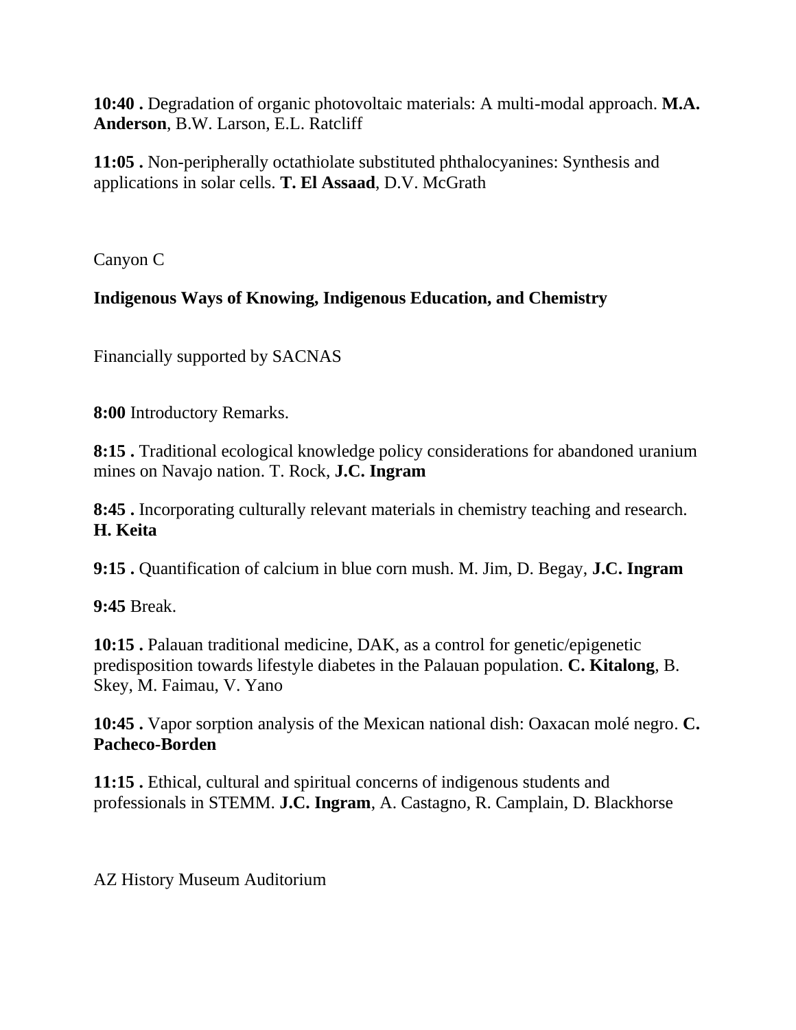**10:40 .** Degradation of organic photovoltaic materials: A multi-modal approach. **M.A. Anderson**, B.W. Larson, E.L. Ratcliff

**11:05 .** Non-peripherally octathiolate substituted phthalocyanines: Synthesis and applications in solar cells. **T. El Assaad**, D.V. McGrath

Canyon C

**Indigenous Ways of Knowing, Indigenous Education, and Chemistry**

Financially supported by SACNAS

**8:00** Introductory Remarks.

**8:15 .** Traditional ecological knowledge policy considerations for abandoned uranium mines on Navajo nation. T. Rock, **J.C. Ingram**

**8:45 .** Incorporating culturally relevant materials in chemistry teaching and research. **H. Keita**

**9:15 .** Quantification of calcium in blue corn mush. M. Jim, D. Begay, **J.C. Ingram**

**9:45** Break.

**10:15 .** Palauan traditional medicine, DAK, as a control for genetic/epigenetic predisposition towards lifestyle diabetes in the Palauan population. **C. Kitalong**, B. Skey, M. Faimau, V. Yano

**10:45 .** Vapor sorption analysis of the Mexican national dish: Oaxacan molé negro. **C. Pacheco-Borden**

**11:15 .** Ethical, cultural and spiritual concerns of indigenous students and professionals in STEMM. **J.C. Ingram**, A. Castagno, R. Camplain, D. Blackhorse

AZ History Museum Auditorium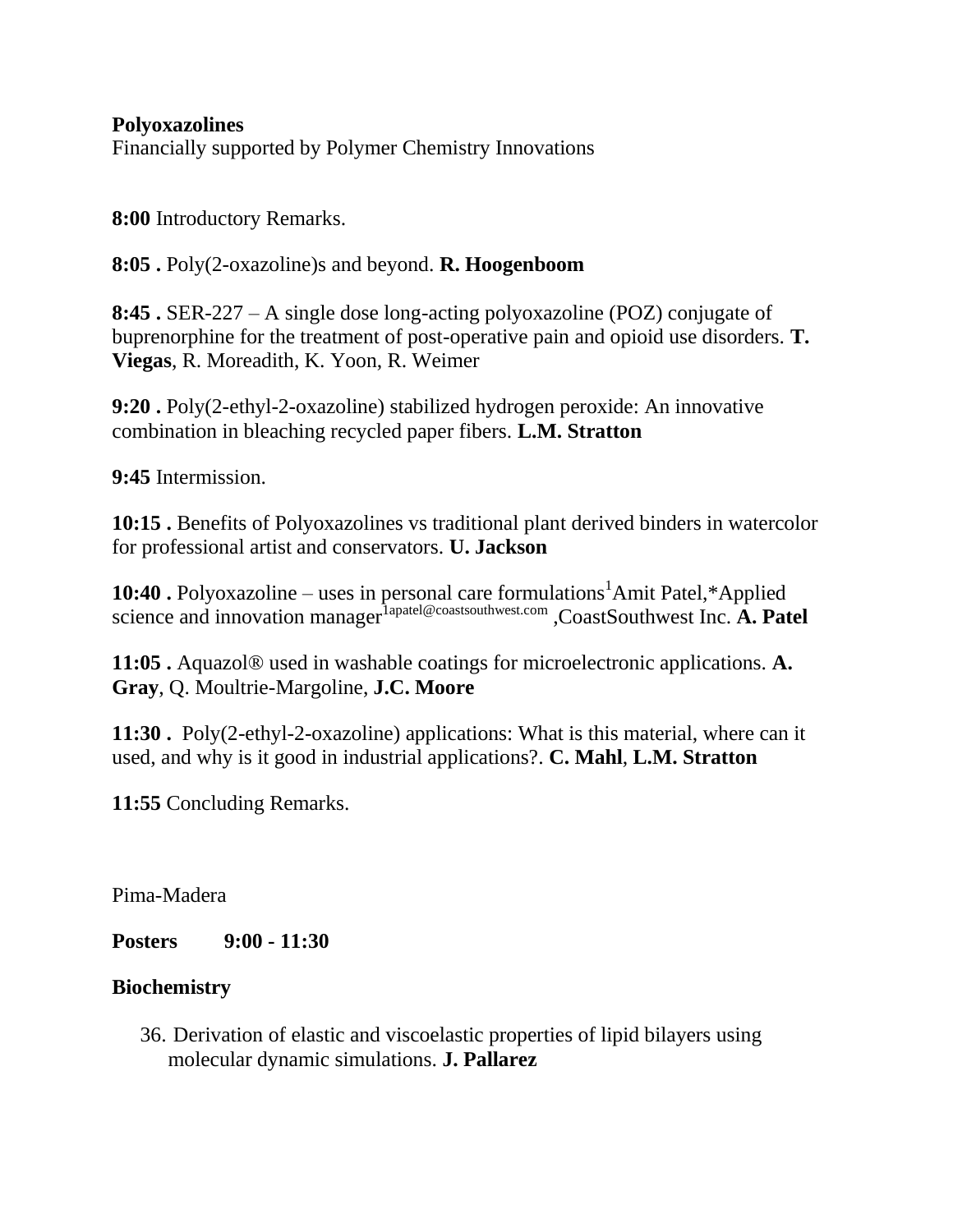**Polyoxazolines**
Financially supported by Polymer Chemistry Innovations

**8:00** Introductory Remarks.

**8:05 .** Poly(2-oxazoline)s and beyond. **R. Hoogenboom**

**8:45 .** SER-227 – A single dose long-acting polyoxazoline (POZ) conjugate of buprenorphine for the treatment of post-operative pain and opioid use disorders. **T. Viegas**, R. Moreadith, K. Yoon, R. Weimer

**9:20 .** Poly(2-ethyl-2-oxazoline) stabilized hydrogen peroxide: An innovative combination in bleaching recycled paper fibers. **L.M. Stratton**

**9:45** Intermission.

**10:15 .** Benefits of Polyoxazolines vs traditional plant derived binders in watercolor for professional artist and conservators. **U. Jackson**

**10:40 .** Polyoxazoline – uses in personal care formulations[1]Amit Patel,*Applied science and innovation manager[1apatel@coastsouthwest.com] ,CoastSouthwest Inc. **A. Patel**

**11:05 .** Aquazol® used in washable coatings for microelectronic applications. **A. Gray**, Q. Moultrie-Margoline, **J.C. Moore**

**11:30 .** Poly(2-ethyl-2-oxazoline) applications: What is this material, where can it used, and why is it good in industrial applications?. **C. Mahl**, **L.M. Stratton**

**11:55** Concluding Remarks.

Pima-Madera

**Posters 9:00 - 11:30**

**Biochemistry**

36. Derivation of elastic and viscoelastic properties of lipid bilayers using molecular dynamic simulations. **J. Pallarez**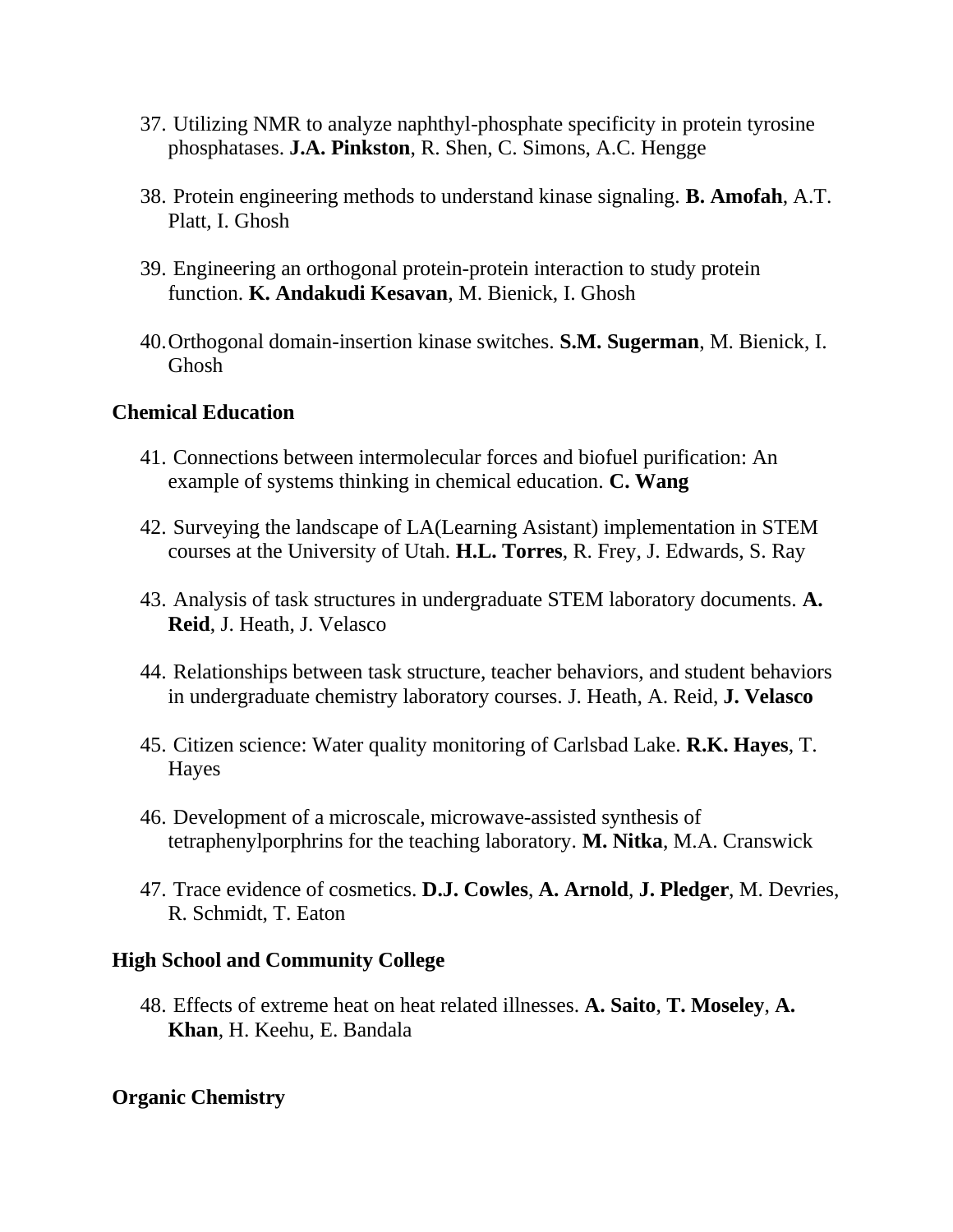37. Utilizing NMR to analyze naphthyl-phosphate specificity in protein tyrosine phosphatases. **J.A. Pinkston**, R. Shen, C. Simons, A.C. Hengge

38. Protein engineering methods to understand kinase signaling. **B. Amofah**, A.T. Platt, I. Ghosh

39. Engineering an orthogonal protein-protein interaction to study protein function. **K. Andakudi Kesavan**, M. Bienick, I. Ghosh

40. Orthogonal domain-insertion kinase switches. **S.M. Sugerman**, M. Bienick, I. Ghosh

**Chemical Education**

41. Connections between intermolecular forces and biofuel purification: An example of systems thinking in chemical education. **C. Wang**

42. Surveying the landscape of LA(Learning Asistant) implementation in STEM courses at the University of Utah. **H.L. Torres**, R. Frey, J. Edwards, S. Ray

43. Analysis of task structures in undergraduate STEM laboratory documents. **A. Reid**, J. Heath, J. Velasco

44. Relationships between task structure, teacher behaviors, and student behaviors in undergraduate chemistry laboratory courses. J. Heath, A. Reid, **J. Velasco**

45. Citizen science: Water quality monitoring of Carlsbad Lake. **R.K. Hayes**, T. Hayes

46. Development of a microscale, microwave-assisted synthesis of tetraphenylporphrins for the teaching laboratory. **M. Nitka**, M.A. Cranswick

47. Trace evidence of cosmetics. **D.J. Cowles**, **A. Arnold**, **J. Pledger**, M. Devries, R. Schmidt, T. Eaton

**High School and Community College**

48. Effects of extreme heat on heat related illnesses. **A. Saito**, **T. Moseley**, **A. Khan**, H. Keehu, E. Bandala

**Organic Chemistry**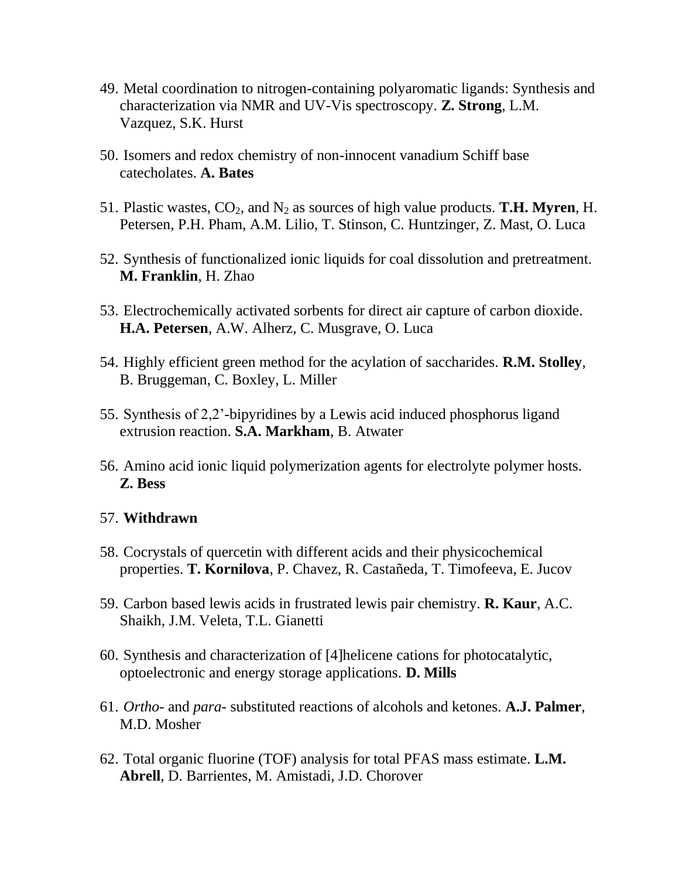49. Metal coordination to nitrogen-containing polyaromatic ligands: Synthesis and characterization via NMR and UV-Vis spectroscopy. **Z. Strong**, L.M. Vazquez, S.K. Hurst

50. Isomers and redox chemistry of non-innocent vanadium Schiff base catecholates. **A. Bates**

51. Plastic wastes, $CO_2$, and $N_2$ as sources of high value products. **T.H. Myren**, H. Petersen, P.H. Pham, A.M. Lilio, T. Stinson, C. Huntzinger, Z. Mast, O. Luca

52. Synthesis of functionalized ionic liquids for coal dissolution and pretreatment. **M. Franklin**, H. Zhao

53. Electrochemically activated sorbents for direct air capture of carbon dioxide. **H.A. Petersen**, A.W. Alherz, C. Musgrave, O. Luca

54. Highly efficient green method for the acylation of saccharides. **R.M. Stolley**, B. Bruggeman, C. Boxley, L. Miller

55. Synthesis of 2,2'-bipyridines by a Lewis acid induced phosphorus ligand extrusion reaction. **S.A. Markham**, B. Atwater

56. Amino acid ionic liquid polymerization agents for electrolyte polymer hosts. **Z. Bess**

57. **Withdrawn**

58. Cocrystals of quercetin with different acids and their physicochemical properties. **T. Kornilova**, P. Chavez, R. Castañeda, T. Timofeeva, E. Jucov

59. Carbon based lewis acids in frustrated lewis pair chemistry. **R. Kaur**, A.C. Shaikh, J.M. Veleta, T.L. Gianetti

60. Synthesis and characterization of [4]helicene cations for photocatalytic, optoelectronic and energy storage applications. **D. Mills**

61. *Ortho*- and *para*- substituted reactions of alcohols and ketones. **A.J. Palmer**, M.D. Mosher

62. Total organic fluorine (TOF) analysis for total PFAS mass estimate. **L.M. Abrell**, D. Barrientes, M. Amistadi, J.D. Chorover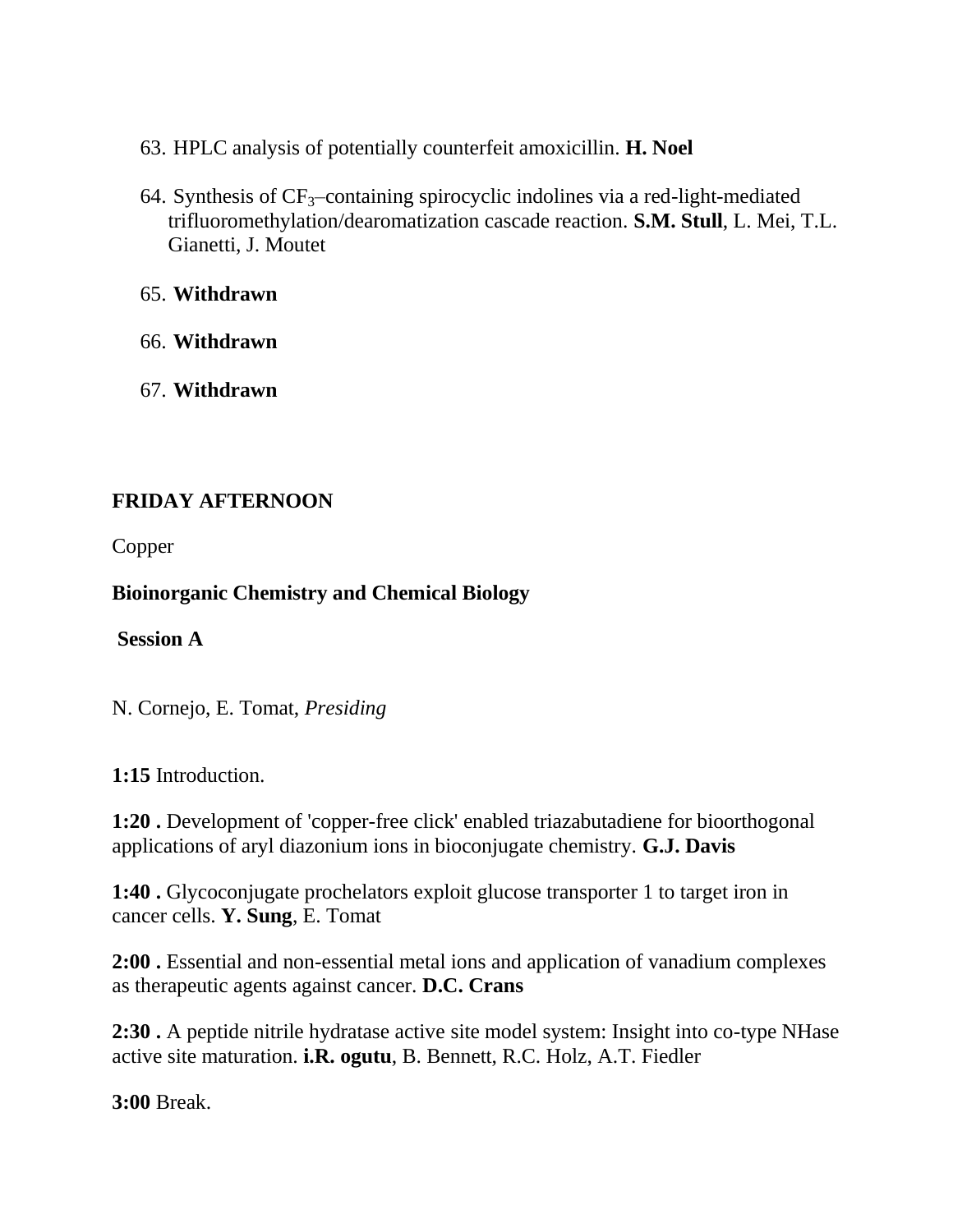63. HPLC analysis of potentially counterfeit amoxicillin. **H. Noel**

64. Synthesis of $CF_3$–containing spirocyclic indolines via a red-light-mediated trifluoromethylation/dearomatization cascade reaction. **S.M. Stull**, L. Mei, T.L. Gianetti, J. Moutet

65. **Withdrawn**

66. **Withdrawn**

67. **Withdrawn**

**FRIDAY AFTERNOON**

Copper

**Bioinorganic Chemistry and Chemical Biology**

**Session A**

N. Cornejo, E. Tomat, *Presiding*

**1:15** Introduction.

**1:20 .** Development of 'copper-free click' enabled triazabutadiene for bioorthogonal applications of aryl diazonium ions in bioconjugate chemistry. **G.J. Davis**

**1:40 .** Glycoconjugate prochelators exploit glucose transporter 1 to target iron in cancer cells. **Y. Sung**, E. Tomat

**2:00 .** Essential and non-essential metal ions and application of vanadium complexes as therapeutic agents against cancer. **D.C. Crans**

**2:30 .** A peptide nitrile hydratase active site model system: Insight into co-type NHase active site maturation. **i.R. ogutu**, B. Bennett, R.C. Holz, A.T. Fiedler

**3:00** Break.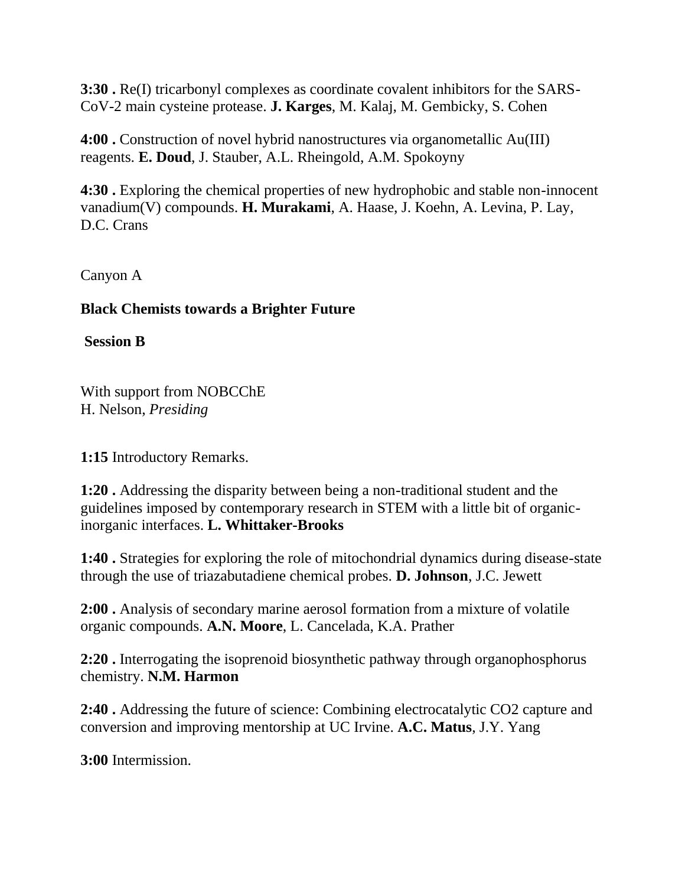**3:30 .** Re(I) tricarbonyl complexes as coordinate covalent inhibitors for the SARS-CoV-2 main cysteine protease. **J. Karges**, M. Kalaj, M. Gembicky, S. Cohen

**4:00 .** Construction of novel hybrid nanostructures via organometallic Au(III) reagents. **E. Doud**, J. Stauber, A.L. Rheingold, A.M. Spokoyny

**4:30 .** Exploring the chemical properties of new hydrophobic and stable non-innocent vanadium(V) compounds. **H. Murakami**, A. Haase, J. Koehn, A. Levina, P. Lay, D.C. Crans

Canyon A

**Black Chemists towards a Brighter Future**

**Session B**

With support from NOBCChE
H. Nelson, *Presiding*

**1:15** Introductory Remarks.

**1:20 .** Addressing the disparity between being a non-traditional student and the guidelines imposed by contemporary research in STEM with a little bit of organic-inorganic interfaces. **L. Whittaker-Brooks**

**1:40 .** Strategies for exploring the role of mitochondrial dynamics during disease-state through the use of triazabutadiene chemical probes. **D. Johnson**, J.C. Jewett

**2:00 .** Analysis of secondary marine aerosol formation from a mixture of volatile organic compounds. **A.N. Moore**, L. Cancelada, K.A. Prather

**2:20 .** Interrogating the isoprenoid biosynthetic pathway through organophosphorus chemistry. **N.M. Harmon**

**2:40 .** Addressing the future of science: Combining electrocatalytic $CO_2$ capture and conversion and improving mentorship at UC Irvine. **A.C. Matus**, J.Y. Yang

**3:00** Intermission.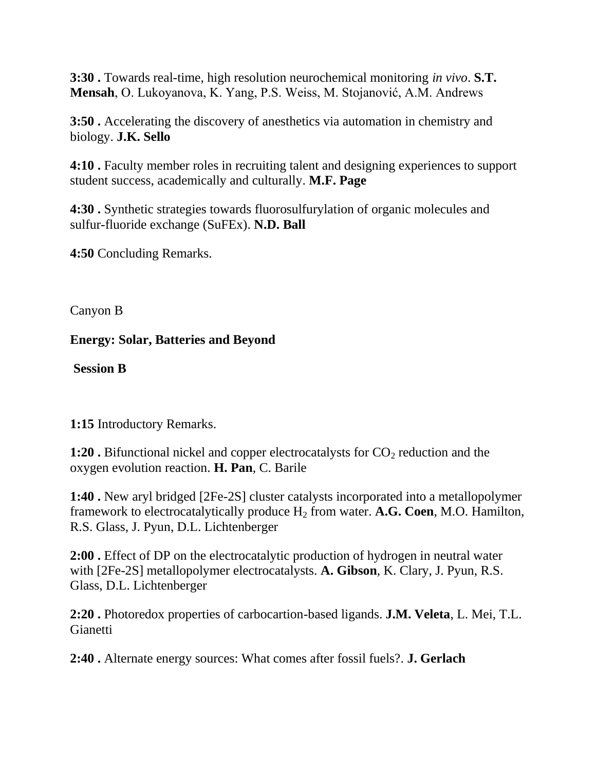**3:30 .** Towards real-time, high resolution neurochemical monitoring *in vivo*. **S.T. Mensah**, O. Lukoyanova, K. Yang, P.S. Weiss, M. Stojanović, A.M. Andrews

**3:50 .** Accelerating the discovery of anesthetics via automation in chemistry and biology. **J.K. Sello**

**4:10 .** Faculty member roles in recruiting talent and designing experiences to support student success, academically and culturally. **M.F. Page**

**4:30 .** Synthetic strategies towards fluorosulfurylation of organic molecules and sulfur-fluoride exchange (SuFEx). **N.D. Ball**

**4:50** Concluding Remarks.

Canyon B

**Energy: Solar, Batteries and Beyond**

**Session B**

**1:15** Introductory Remarks.

**1:20 .** Bifunctional nickel and copper electrocatalysts for $CO_2$ reduction and the oxygen evolution reaction. **H. Pan**, C. Barile

**1:40 .** New aryl bridged [2Fe-2S] cluster catalysts incorporated into a metallopolymer framework to electrocatalytically produce $H_2$ from water. **A.G. Coen**, M.O. Hamilton, R.S. Glass, J. Pyun, D.L. Lichtenberger

**2:00 .** Effect of DP on the electrocatalytic production of hydrogen in neutral water with [2Fe-2S] metallopolymer electrocatalysts. **A. Gibson**, K. Clary, J. Pyun, R.S. Glass, D.L. Lichtenberger

**2:20 .** Photoredox properties of carbocartion-based ligands. **J.M. Veleta**, L. Mei, T.L. Gianetti

**2:40 .** Alternate energy sources: What comes after fossil fuels?. **J. Gerlach**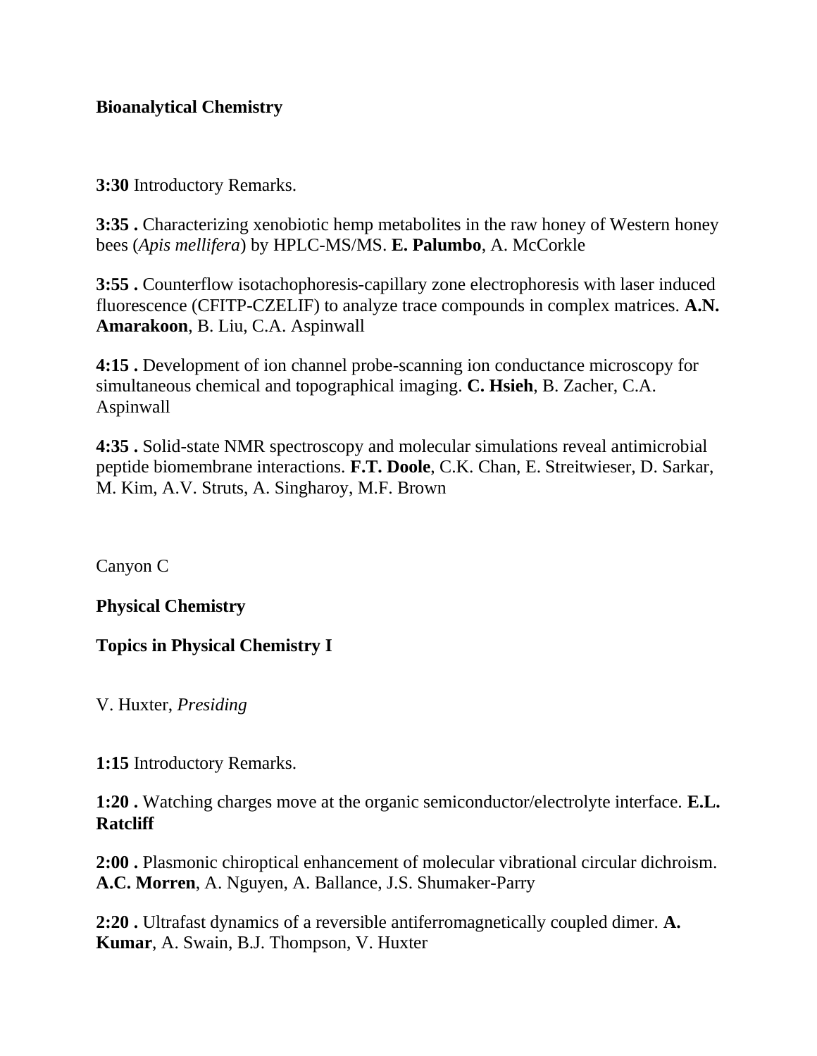**Bioanalytical Chemistry**

**3:30** Introductory Remarks.

**3:35 .** Characterizing xenobiotic hemp metabolites in the raw honey of Western honey bees (*Apis mellifera*) by HPLC-MS/MS. **E. Palumbo**, A. McCorkle

**3:55 .** Counterflow isotachophoresis-capillary zone electrophoresis with laser induced fluorescence (CFITP-CZELIF) to analyze trace compounds in complex matrices. **A.N. Amarakoon**, B. Liu, C.A. Aspinwall

**4:15 .** Development of ion channel probe-scanning ion conductance microscopy for simultaneous chemical and topographical imaging. **C. Hsieh**, B. Zacher, C.A. Aspinwall

**4:35 .** Solid-state NMR spectroscopy and molecular simulations reveal antimicrobial peptide biomembrane interactions. **F.T. Doole**, C.K. Chan, E. Streitwieser, D. Sarkar, M. Kim, A.V. Struts, A. Singharoy, M.F. Brown

Canyon C

**Physical Chemistry**

**Topics in Physical Chemistry I**

V. Huxter, *Presiding*

**1:15** Introductory Remarks.

**1:20 .** Watching charges move at the organic semiconductor/electrolyte interface. **E.L. Ratcliff**

**2:00 .** Plasmonic chiroptical enhancement of molecular vibrational circular dichroism. **A.C. Morren**, A. Nguyen, A. Ballance, J.S. Shumaker-Parry

**2:20 .** Ultrafast dynamics of a reversible antiferromagnetically coupled dimer. **A. Kumar**, A. Swain, B.J. Thompson, V. Huxter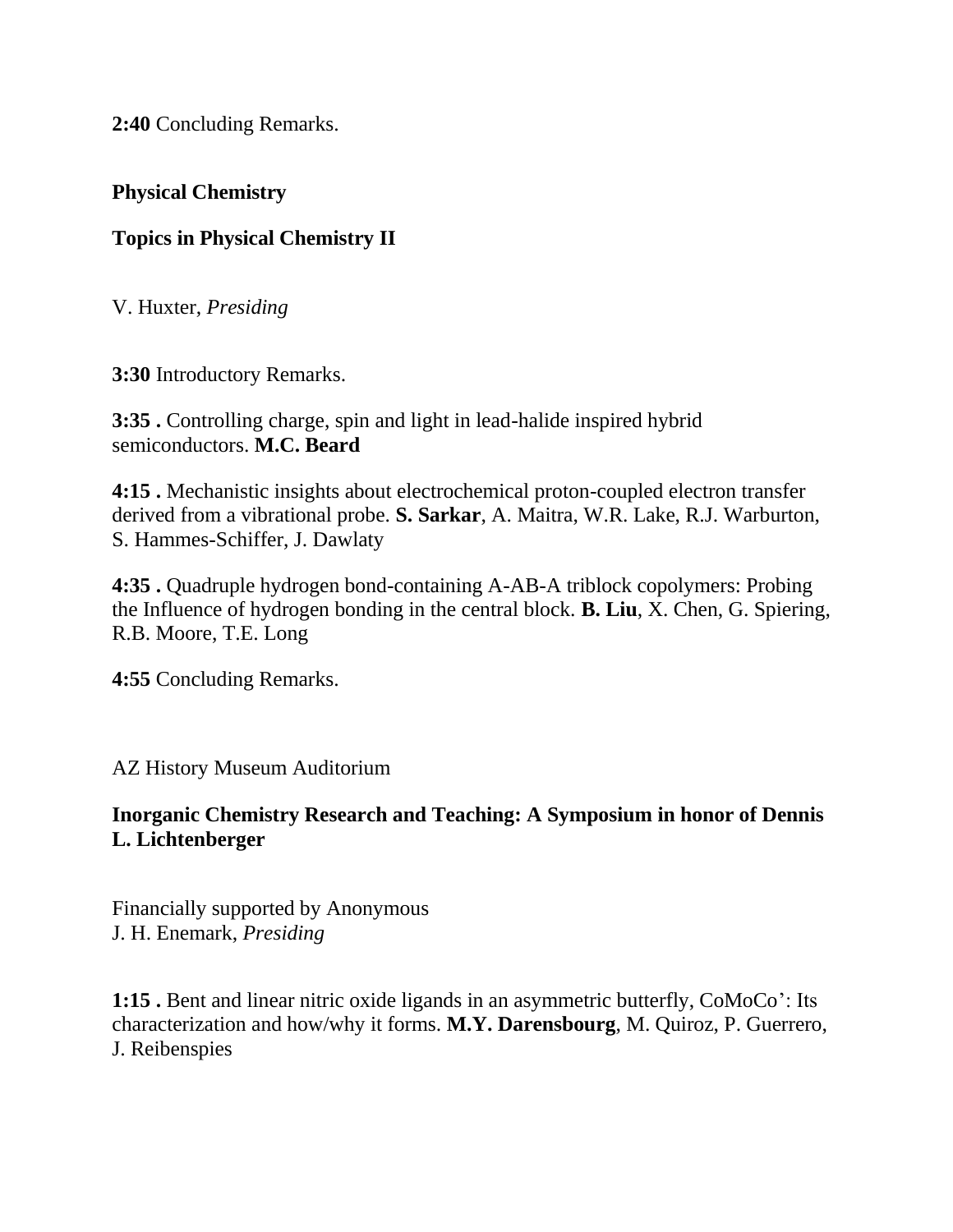**2:40** Concluding Remarks.

**Physical Chemistry**

**Topics in Physical Chemistry II**

V. Huxter, *Presiding*

**3:30** Introductory Remarks.

**3:35 .** Controlling charge, spin and light in lead-halide inspired hybrid semiconductors. **M.C. Beard**

**4:15 .** Mechanistic insights about electrochemical proton-coupled electron transfer derived from a vibrational probe. **S. Sarkar**, A. Maitra, W.R. Lake, R.J. Warburton, S. Hammes-Schiffer, J. Dawlaty

**4:35 .** Quadruple hydrogen bond-containing A-AB-A triblock copolymers: Probing the Influence of hydrogen bonding in the central block. **B. Liu**, X. Chen, G. Spiering, R.B. Moore, T.E. Long

**4:55** Concluding Remarks.

AZ History Museum Auditorium

**Inorganic Chemistry Research and Teaching: A Symposium in honor of Dennis L. Lichtenberger**

Financially supported by Anonymous
J. H. Enemark, *Presiding*

**1:15 .** Bent and linear nitric oxide ligands in an asymmetric butterfly, CoMoCo': Its characterization and how/why it forms. **M.Y. Darensbourg**, M. Quiroz, P. Guerrero, J. Reibenspies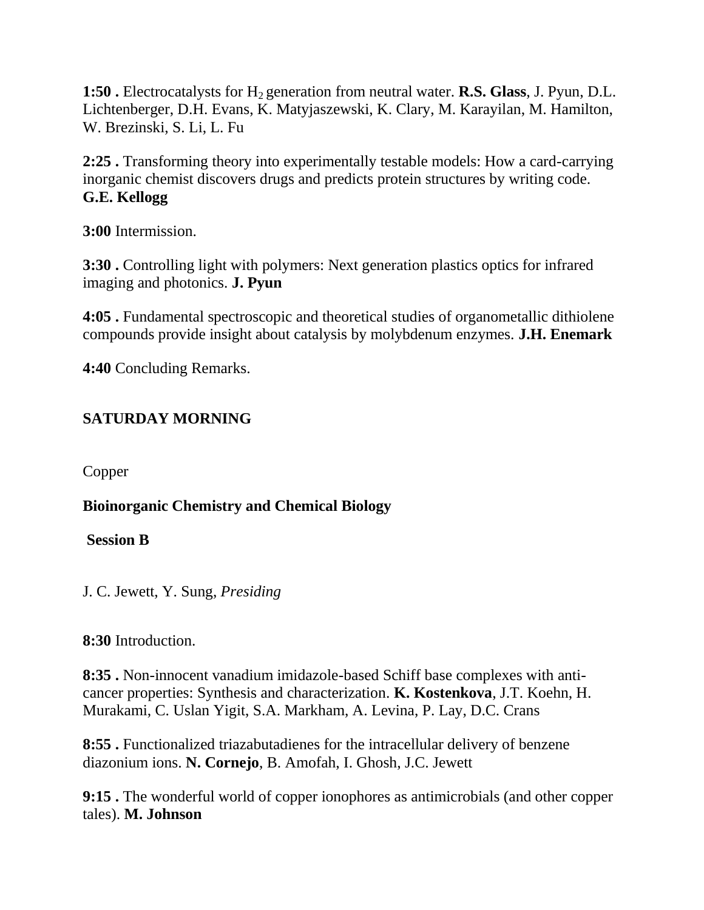**1:50 .** Electrocatalysts for $H_2$ generation from neutral water. **R.S. Glass**, J. Pyun, D.L. Lichtenberger, D.H. Evans, K. Matyjaszewski, K. Clary, M. Karayilan, M. Hamilton, W. Brezinski, S. Li, L. Fu

**2:25 .** Transforming theory into experimentally testable models: How a card-carrying inorganic chemist discovers drugs and predicts protein structures by writing code. **G.E. Kellogg**

**3:00** Intermission.

**3:30 .** Controlling light with polymers: Next generation plastics optics for infrared imaging and photonics. **J. Pyun**

**4:05 .** Fundamental spectroscopic and theoretical studies of organometallic dithiolene compounds provide insight about catalysis by molybdenum enzymes. **J.H. Enemark**

**4:40** Concluding Remarks.

**SATURDAY MORNING**

Copper

**Bioinorganic Chemistry and Chemical Biology**

**Session B**

J. C. Jewett, Y. Sung, *Presiding*

**8:30** Introduction.

**8:35 .** Non-innocent vanadium imidazole-based Schiff base complexes with anti-cancer properties: Synthesis and characterization. **K. Kostenkova**, J.T. Koehn, H. Murakami, C. Uslan Yigit, S.A. Markham, A. Levina, P. Lay, D.C. Crans

**8:55 .** Functionalized triazabutadienes for the intracellular delivery of benzene diazonium ions. **N. Cornejo**, B. Amofah, I. Ghosh, J.C. Jewett

**9:15 .** The wonderful world of copper ionophores as antimicrobials (and other copper tales). **M. Johnson**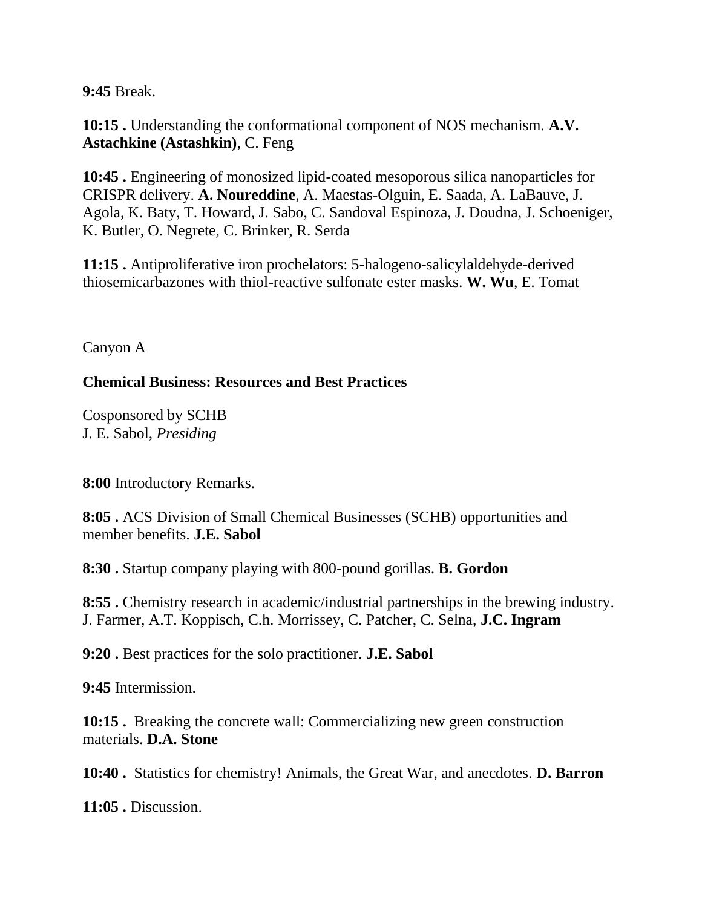**9:45** Break.

**10:15 .** Understanding the conformational component of NOS mechanism. **A.V. Astachkine (Astashkin)**, C. Feng

**10:45 .** Engineering of monosized lipid-coated mesoporous silica nanoparticles for CRISPR delivery. **A. Noureddine**, A. Maestas-Olguin, E. Saada, A. LaBauve, J. Agola, K. Baty, T. Howard, J. Sabo, C. Sandoval Espinoza, J. Doudna, J. Schoeniger, K. Butler, O. Negrete, C. Brinker, R. Serda

**11:15 .** Antiproliferative iron prochelators: 5-halogeno-salicylaldehyde-derived thiosemicarbazones with thiol-reactive sulfonate ester masks. **W. Wu**, E. Tomat

Canyon A

**Chemical Business: Resources and Best Practices**

Cosponsored by SCHB
J. E. Sabol, *Presiding*

**8:00** Introductory Remarks.

**8:05 .** ACS Division of Small Chemical Businesses (SCHB) opportunities and member benefits. **J.E. Sabol**

**8:30 .** Startup company playing with 800-pound gorillas. **B. Gordon**

**8:55 .** Chemistry research in academic/industrial partnerships in the brewing industry. J. Farmer, A.T. Koppisch, C.h. Morrissey, C. Patcher, C. Selna, **J.C. Ingram**

**9:20 .** Best practices for the solo practitioner. **J.E. Sabol**

**9:45** Intermission.

**10:15 .** Breaking the concrete wall: Commercializing new green construction materials. **D.A. Stone**

**10:40 .** Statistics for chemistry! Animals, the Great War, and anecdotes. **D. Barron**

**11:05 .** Discussion.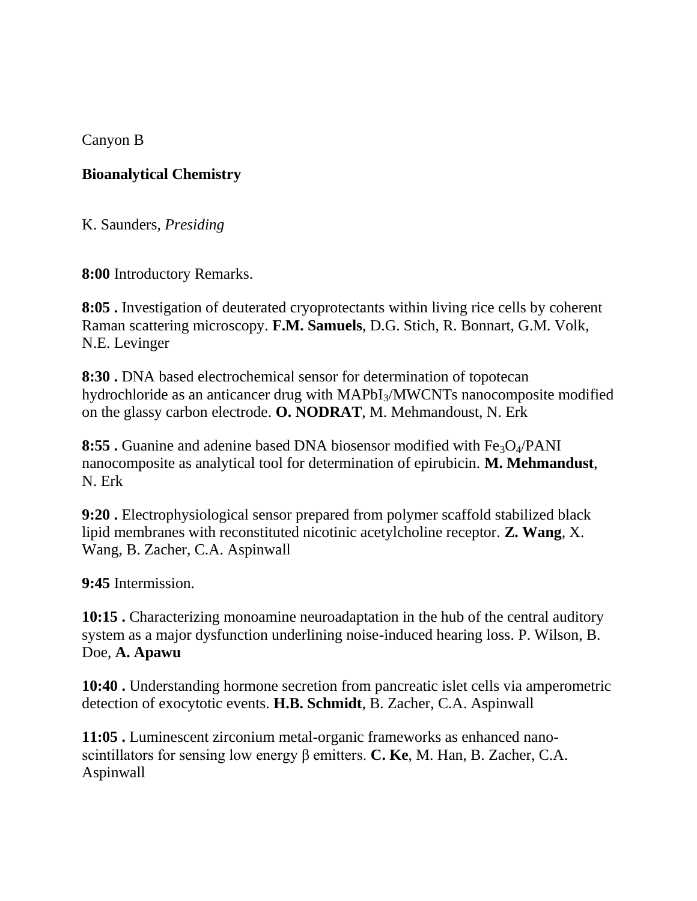Canyon B

**Bioanalytical Chemistry**

K. Saunders, *Presiding*

**8:00** Introductory Remarks.

**8:05 .** Investigation of deuterated cryoprotectants within living rice cells by coherent Raman scattering microscopy. **F.M. Samuels**, D.G. Stich, R. Bonnart, G.M. Volk, N.E. Levinger

**8:30 .** DNA based electrochemical sensor for determination of topotecan hydrochloride as an anticancer drug with $MAPbI_3$/MWCNTs nanocomposite modified on the glassy carbon electrode. **O. NODRAT**, M. Mehmandoust, N. Erk

**8:55 .** Guanine and adenine based DNA biosensor modified with $Fe_3O_4$/PANI nanocomposite as analytical tool for determination of epirubicin. **M. Mehmandust**, N. Erk

**9:20 .** Electrophysiological sensor prepared from polymer scaffold stabilized black lipid membranes with reconstituted nicotinic acetylcholine receptor. **Z. Wang**, X. Wang, B. Zacher, C.A. Aspinwall

**9:45** Intermission.

**10:15 .** Characterizing monoamine neuroadaptation in the hub of the central auditory system as a major dysfunction underlining noise-induced hearing loss. P. Wilson, B. Doe, **A. Apawu**

**10:40 .** Understanding hormone secretion from pancreatic islet cells via amperometric detection of exocytotic events. **H.B. Schmidt**, B. Zacher, C.A. Aspinwall

**11:05 .** Luminescent zirconium metal-organic frameworks as enhanced nano-scintillators for sensing low energy $\beta$ emitters. **C. Ke**, M. Han, B. Zacher, C.A. Aspinwall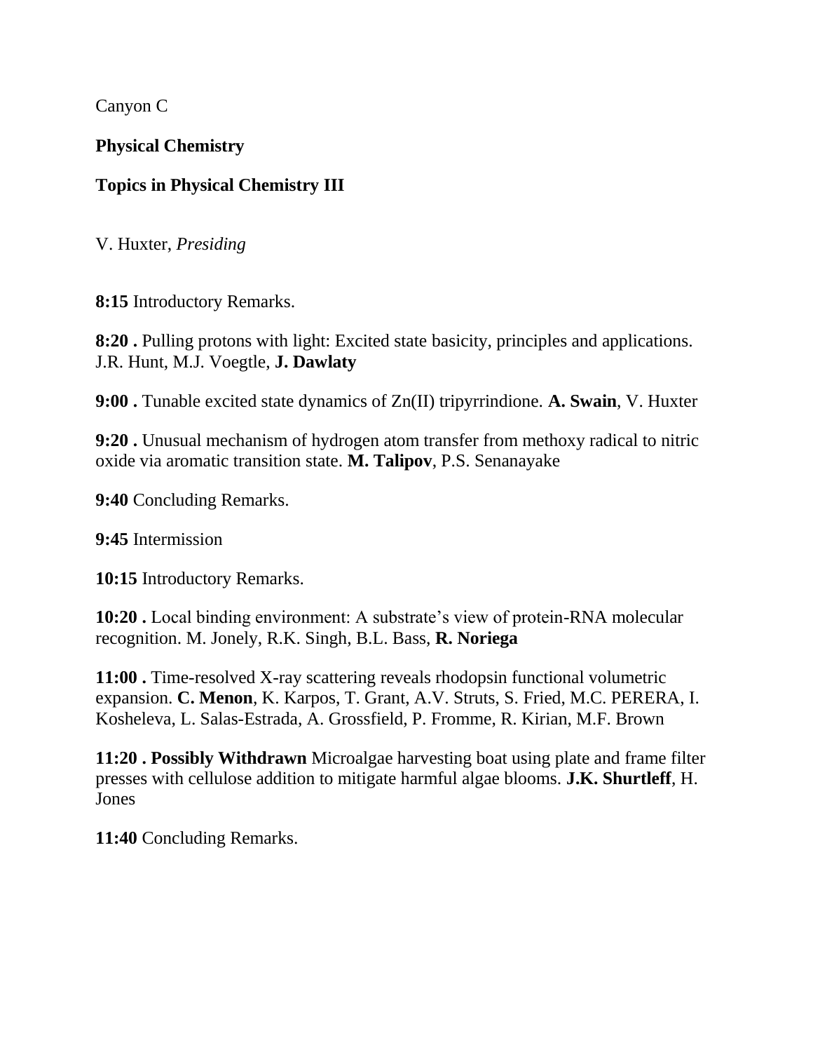Canyon C

**Physical Chemistry**

**Topics in Physical Chemistry III**

V. Huxter, *Presiding*

**8:15** Introductory Remarks.

**8:20 .** Pulling protons with light: Excited state basicity, principles and applications. J.R. Hunt, M.J. Voegtle, **J. Dawlaty**

**9:00 .** Tunable excited state dynamics of Zn(II) tripyrrindione. **A. Swain**, V. Huxter

**9:20 .** Unusual mechanism of hydrogen atom transfer from methoxy radical to nitric oxide via aromatic transition state. **M. Talipov**, P.S. Senanayake

**9:40** Concluding Remarks.

**9:45** Intermission

**10:15** Introductory Remarks.

**10:20 .** Local binding environment: A substrate's view of protein-RNA molecular recognition. M. Jonely, R.K. Singh, B.L. Bass, **R. Noriega**

**11:00 .** Time-resolved X-ray scattering reveals rhodopsin functional volumetric expansion. **C. Menon**, K. Karpos, T. Grant, A.V. Struts, S. Fried, M.C. PERERA, I. Kosheleva, L. Salas-Estrada, A. Grossfield, P. Fromme, R. Kirian, M.F. Brown

**11:20 . Possibly Withdrawn** Microalgae harvesting boat using plate and frame filter presses with cellulose addition to mitigate harmful algae blooms. **J.K. Shurtleff**, H. Jones

**11:40** Concluding Remarks.